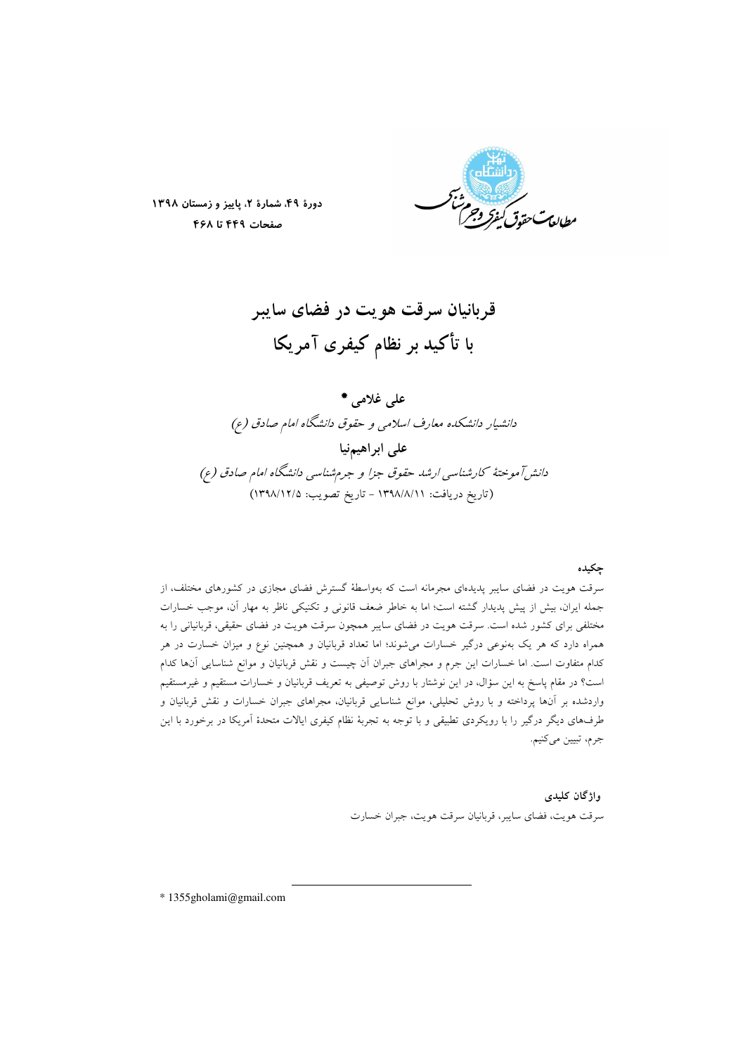# قربانیان سرقت هویت در فضای سایبر
# با تأکید بر نظام کیفری آمریکا

**علی غلامی** *

*دانشیار دانشکده معارف اسلامی و حقوق دانشگاه امام صادق (ع)*

**علی ابراهیم‌نیا**

*دانش‌آموختهٔ کارشناسی ارشد حقوق جزا و جرم‌شناسی دانشگاه امام صادق (ع)*

(تاریخ دریافت: ۱۳۹۸/۸/۱۱ - تاریخ تصویب: ۱۳۹۸/۱۲/۵)

## چکیده

سرقت هویت در فضای سایبر پدیده‌ای مجرمانه است که به‌واسطهٔ گسترش فضای مجازی در کشورهای مختلف، از جمله ایران، بیش از پیش پدیدار گشته است؛ اما به خاطر ضعف قانونی و تکنیکی ناظر به مهار آن، موجب خسارات مختلفی برای کشور شده است. سرقت هویت در فضای سایبر همچون سرقت هویت در فضای حقیقی، قربانیانی را به همراه دارد که هر یک به‌نوعی درگیر خسارات می‌شوند؛ اما تعداد قربانیان و همچنین نوع و میزان خسارت در هر کدام متفاوت است. اما خسارات این جرم و مجراهای جبران آن چیست و نقش قربانیان و موانع شناسایی آن‌ها کدام است؟ در مقام پاسخ به این سؤال، در این نوشتار با روش توصیفی به تعریف قربانیان و خسارات مستقیم و غیرمستقیم واردشده بر آن‌ها پرداخته و با روش تحلیلی، موانع شناسایی قربانیان، مجراهای جبران خسارات و نقش قربانیان و طرف‌های دیگر درگیر را با رویکردی تطبیقی و با توجه به تجربهٔ نظام کیفری ایالات متحدهٔ آمریکا در برخورد با این جرم، تبیین می‌کنیم.

### واژگان کلیدی

سرقت هویت، فضای سایبر، قربانیان سرقت هویت، جبران خسارت

---

* 1355gholami@gmail.com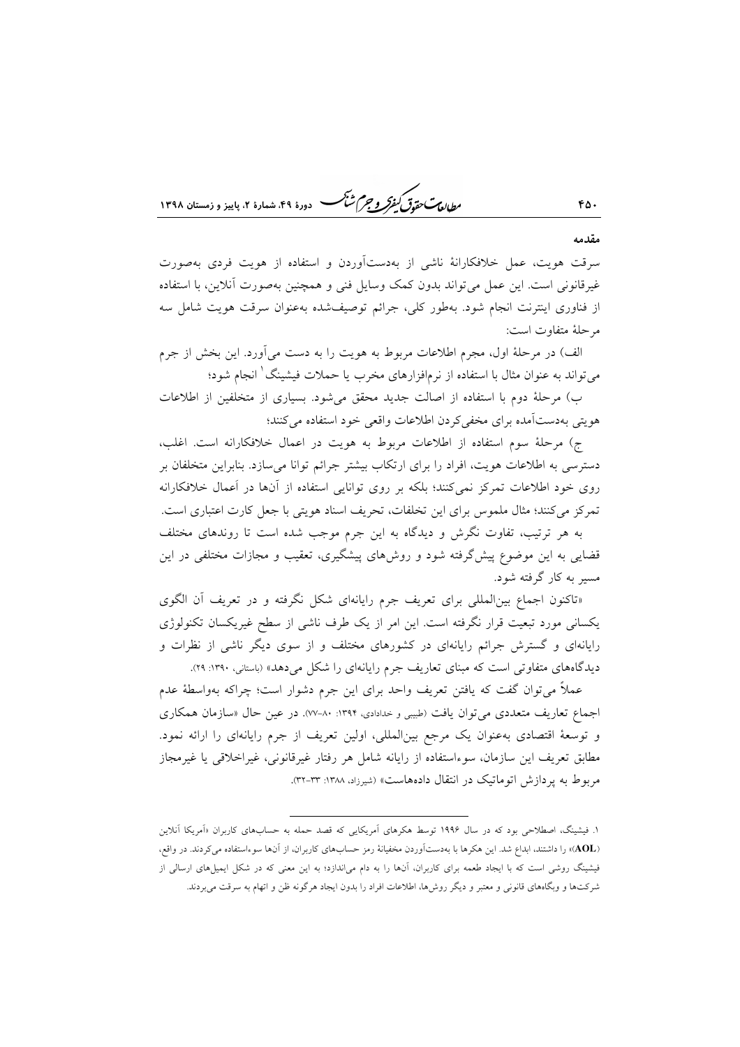## مقدمه

سرقت هویت، عمل خلافکارانهٔ ناشی از به‌دست‌آوردن و استفاده از هویت فردی به‌صورت غیرقانونی است. این عمل می‌تواند بدون کمک وسایل فنی و همچنین به‌صورت آنلاین، با استفاده از فناوری اینترنت انجام شود. به‌طور کلی، جرائم توصیف‌شده به‌عنوان سرقت هویت شامل سه مرحلهٔ متفاوت است:

الف) در مرحلهٔ اول، مجرم اطلاعات مربوط به هویت را به دست می‌آورد. این بخش از جرم می‌تواند به عنوان مثال با استفاده از نرم‌افزارهای مخرب یا حملات فیشینگ[1] انجام شود؛

ب) مرحلهٔ دوم با استفاده از اصالت جدید محقق می‌شود. بسیاری از متخلفین از اطلاعات هویتی به‌دست‌آمده برای مخفی‌کردن اطلاعات واقعی خود استفاده می‌کنند؛

ج) مرحلهٔ سوم استفاده از اطلاعات مربوط به هویت در اعمال خلافکارانه است. اغلب، دسترسی به اطلاعات هویت، افراد را برای ارتکاب بیشتر جرائم توانا می‌سازد. بنابراین متخلفان بر روی خود اطلاعات تمرکز نمی‌کنند؛ بلکه بر روی توانایی استفاده از آن‌ها در اَعمال خلافکارانه تمرکز می‌کنند؛ مثال ملموس برای این تخلفات، تحریف اسناد هویتی با جعل کارت اعتباری است.

به هر ترتیب، تفاوت نگرش و دیدگاه به این جرم موجب شده است تا روندهای مختلف قضایی به این موضوع پیش‌گرفته شود و روش‌های پیشگیری، تعقیب و مجازات مختلفی در این مسیر به کار گرفته شود.

«تاکنون اجماع بین‌المللی برای تعریف جرم رایانه‌ای شکل نگرفته و در تعریف آن الگوی یکسانی مورد تبعیت قرار نگرفته است. این امر از یک طرف ناشی از سطح غیریکسان تکنولوژی رایانه‌ای و گسترش جرائم رایانه‌ای در کشورهای مختلف و از سوی دیگر ناشی از نظرات و دیدگاه‌های متفاوتی است که مبنای تعاریف جرم رایانه‌ای را شکل می‌دهد» (باستانی، ۱۳۹۰: ۲۹).

عملاً می‌توان گفت که یافتن تعریف واحد برای این جرم دشوار است؛ چراکه به‌واسطهٔ عدم اجماع تعاریف متعددی می‌توان یافت (طیبی و خدادادی، ۱۳۹۴: ۸۰-۷۷). در عین حال «سازمان همکاری و توسعهٔ اقتصادی به‌عنوان یک مرجع بین‌المللی، اولین تعریف از جرم رایانه‌ای را ارائه نمود. مطابق تعریف این سازمان، سوءاستفاده از رایانه شامل هر رفتار غیرقانونی، غیراخلاقی یا غیرمجاز مربوط به پردازش اتوماتیک در انتقال داده‌هاست» (شیرزاد، ۱۳۸۸: ۳۳-۳۲).

---

۱. فیشینگ، اصطلاحی بود که در سال ۱۹۹۶ توسط هکرهای آمریکایی که قصد حمله به حساب‌های کاربران «آمریکا آنلاین (AOL)» را داشتند، ابداع شد. این هکرها با به‌دست‌آوردن مخفیانهٔ رمز حساب‌های کاربران، از آن‌ها سوءاستفاده می‌کردند. در واقع، فیشینگ روشی است که با ایجاد طعمه برای کاربران، آن‌ها را به دام می‌اندازد؛ به این معنی که در شکل ایمیل‌های ارسالی از شرکت‌ها و وبگاه‌های قانونی و معتبر و دیگر روش‌ها، اطلاعات افراد را بدون ایجاد هرگونه ظن و اتهام به سرقت می‌برند.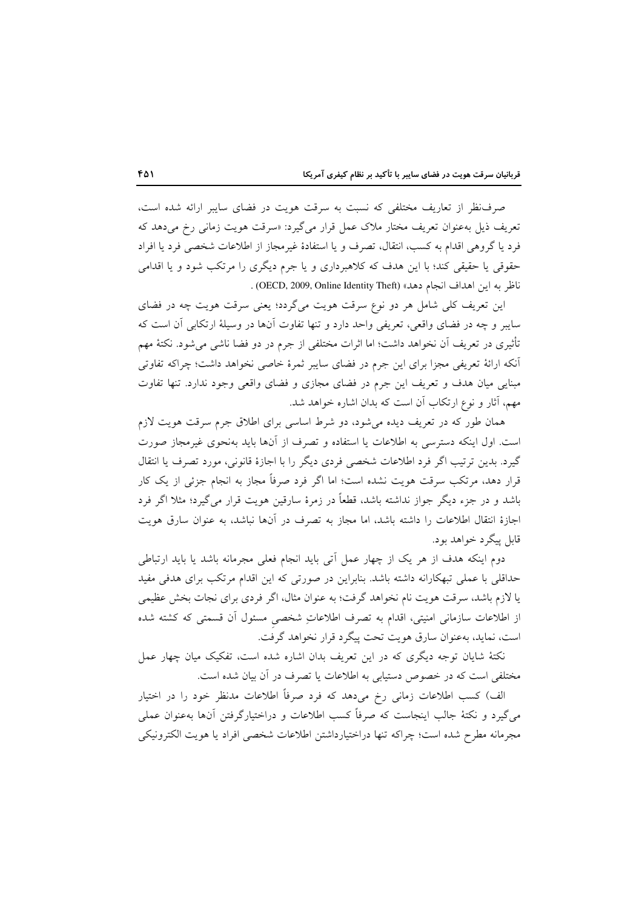صرف‌نظر از تعاریف مختلفی که نسبت به سرقت هویت در فضای سایبر ارائه شده است، تعریف ذیل به‌عنوان تعریف مختار ملاک عمل قرار می‌گیرد: «سرقت هویت زمانی رخ می‌دهد که فرد یا گروهی اقدام به کسب، انتقال، تصرف و یا استفادهٔ غیرمجاز از اطلاعات شخصی فرد یا افراد حقوقی یا حقیقی کند؛ با این هدف که کلاهبرداری و یا جرم دیگری را مرتکب شود و یا اقدامی ناظر به این اهداف انجام دهد» (OECD, 2009, Online Identity Theft) .

این تعریف کلی شامل هر دو نوع سرقت هویت می‌گردد؛ یعنی سرقت هویت چه در فضای سایبر و چه در فضای واقعی، تعریفی واحد دارد و تنها تفاوت آن‌ها در وسیلهٔ ارتکابی آن است که تأثیری در تعریف آن نخواهد داشت؛ اما اثرات مختلفی از جرم در دو فضا ناشی می‌شود. نکتهٔ مهم آنکه ارائهٔ تعریفی مجزا برای این جرم در فضای سایبر ثمرهٔ خاصی نخواهد داشت؛ چراکه تفاوتی مبنایی میان هدف و تعریف این جرم در فضای مجازی و فضای واقعی وجود ندارد. تنها تفاوت مهم، آثار و نوع ارتکاب آن است که بدان اشاره خواهد شد.

همان طور که در تعریف دیده می‌شود، دو شرط اساسی برای اطلاق جرم سرقت هویت لازم است. اول اینکه دسترسی به اطلاعات یا استفاده و تصرف از آن‌ها باید به‌نحوی غیرمجاز صورت گیرد. بدین ترتیب اگر فرد اطلاعات شخصی فردی دیگر را با اجازهٔ قانونی، مورد تصرف یا انتقال قرار دهد، مرتکب سرقت هویت نشده است؛ اما اگر فرد صرفاً مجاز به انجام جزئی از یک کار باشد و در جزء دیگر جواز نداشته باشد، قطعاً در زمرهٔ سارقین هویت قرار می‌گیرد؛ مثلا اگر فرد اجازهٔ انتقال اطلاعات را داشته باشد، اما مجاز به تصرف در آن‌ها نباشد، به عنوان سارق هویت قابل پیگرد خواهد بود.

دوم اینکه هدف از هر یک از چهار عمل آتی باید انجام فعلی مجرمانه باشد یا باید ارتباطی حداقلی با عملی تبهکارانه داشته باشد. بنابراین در صورتی که این اقدام مرتکب برای هدفی مفید یا لازم باشد، سرقت هویت نام نخواهد گرفت؛ به عنوان مثال، اگر فردی برای نجات بخش عظیمی از اطلاعات سازمانی امنیتی، اقدام به تصرف اطلاعاتِ شخصیِ مسئول آن قسمتی که کشته شده است، نماید، به‌عنوان سارق هویت تحت پیگرد قرار نخواهد گرفت.

نکتهٔ شایان توجه دیگری که در این تعریف بدان اشاره شده است، تفکیک میان چهار عمل مختلفی است که در خصوص دستیابی به اطلاعات یا تصرف در آن بیان شده است.

الف) کسب اطلاعات زمانی رخ می‌دهد که فرد صرفاً اطلاعات مدنظر خود را در اختیار می‌گیرد و نکتهٔ جالب اینجاست که صرفاً کسب اطلاعات و دراختیارگرفتن آن‌ها به‌عنوان عملی مجرمانه مطرح شده است؛ چراکه تنها دراختیارداشتن اطلاعات شخصی افراد یا هویت الکترونیکی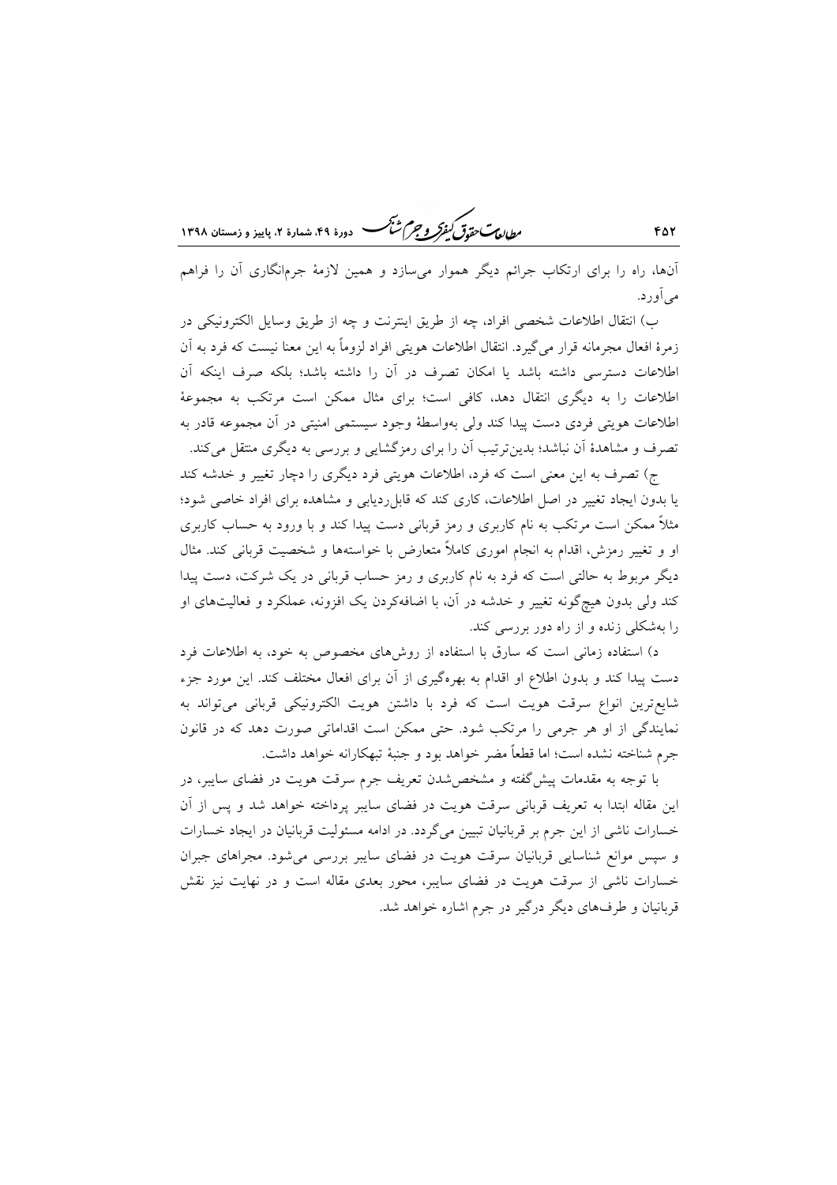آن‌ها، راه را برای ارتکاب جرائم دیگر هموار می‌سازد و همین لازمهٔ جرم‌انگاری آن را فراهم می‌آورد.

ب) انتقال اطلاعات شخصی افراد، چه از طریق اینترنت و چه از طریق وسایل الکترونیکی در زمرهٔ افعال مجرمانه قرار می‌گیرد. انتقال اطلاعات هویتی افراد لزوماً به این معنا نیست که فرد به آن اطلاعات دسترسی داشته باشد یا امکان تصرف در آن را داشته باشد؛ بلکه صرف اینکه آن اطلاعات را به دیگری انتقال دهد، کافی است؛ برای مثال ممکن است مرتکب به مجموعهٔ اطلاعات هویتی فردی دست پیدا کند ولی به‌واسطهٔ وجود سیستمی امنیتی در آن مجموعه قادر به تصرف و مشاهدهٔ آن نباشد؛ بدین‌ترتیب آن را برای رمزگشایی و بررسی به دیگری منتقل می‌کند.

ج) تصرف به این معنی است که فرد، اطلاعات هویتی فرد دیگری را دچار تغییر و خدشه کند یا بدون ایجاد تغییر در اصل اطلاعات، کاری کند که قابل‌ردیابی و مشاهده برای افراد خاصی شود؛ مثلاً ممکن است مرتکب به نام کاربری و رمز قربانی دست پیدا کند و با ورود به حساب کاربری او و تغییر رمزش، اقدام به انجام اموری کاملاً متعارض با خواسته‌ها و شخصیت قربانی کند. مثال دیگر مربوط به حالتی است که فرد به نام کاربری و رمز حساب قربانی در یک شرکت، دست پیدا کند ولی بدون هیچ‌گونه تغییر و خدشه در آن، با اضافه‌کردن یک افزونه، عملکرد و فعالیت‌های او را به‌شکلی زنده و از راه دور بررسی کند.

د) استفاده زمانی است که سارق با استفاده از روش‌های مخصوص به خود، به اطلاعات فرد دست پیدا کند و بدون اطلاع او اقدام به بهره‌گیری از آن برای افعال مختلف کند. این مورد جزء شایع‌ترین انواع سرقت هویت است که فرد با داشتن هویت الکترونیکی قربانی می‌تواند به نمایندگی از او هر جرمی را مرتکب شود. حتی ممکن است اقداماتی صورت دهد که در قانون جرم شناخته نشده است؛ اما قطعاً مضر خواهد بود و جنبهٔ تبهکارانه خواهد داشت.

با توجه به مقدمات پیش‌گفته و مشخص‌شدن تعریف جرم سرقت هویت در فضای سایبر، در این مقاله ابتدا به تعریف قربانی سرقت هویت در فضای سایبر پرداخته خواهد شد و پس از آن خسارات ناشی از این جرم بر قربانیان تبیین می‌گردد. در ادامه مسئولیت قربانیان در ایجاد خسارات و سپس موانع شناسایی قربانیان سرقت هویت در فضای سایبر بررسی می‌شود. مجراهای جبران خسارات ناشی از سرقت هویت در فضای سایبر، محور بعدی مقاله است و در نهایت نیز نقش قربانیان و طرف‌های دیگر درگیر در جرم اشاره خواهد شد.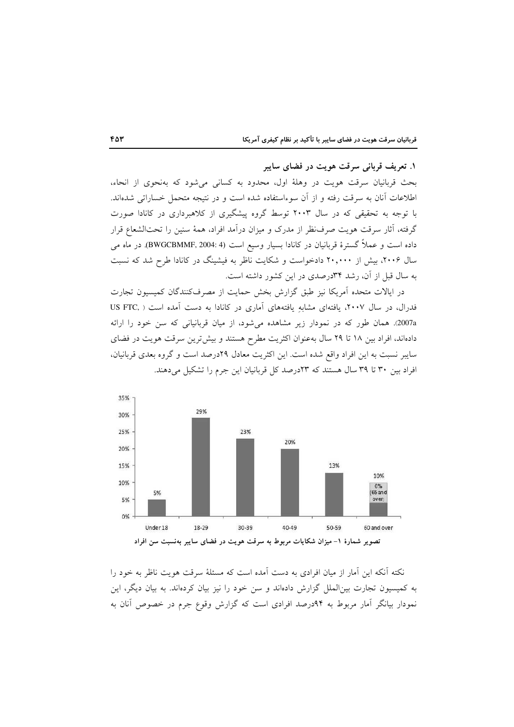### ۱. تعریف قربانی سرقت هویت در فضای سایبر

بحث قربانیان سرقت هویت در وهلهٔ اول، محدود به کسانی می‌شود که به‌نحوی از انحاء، اطلاعات آنان به سرقت رفته و از آن سوءاستفاده شده است و در نتیجه متحمل خساراتی شده‌اند. با توجه به تحقیقی که در سال ۲۰۰۳ توسط گروه پیشگیری از کلاهبرداری در کانادا صورت گرفته، آثار سرقت هویت صرف‌نظر از مدرک و میزان درآمد افراد، همهٔ سنین را تحت‌الشعاع قرار داده است و عملاً گسترهٔ قربانیان در کانادا بسیار وسیع است (BWGCBMMF, 2004: 4). در ماه می سال ۲۰۰۶، بیش از ۲۰,۰۰۰ دادخواست و شکایت ناظر به فیشینگ در کانادا طرح شد که نسبت به سال قبل از آن، رشد ۳۴درصدی در این کشور داشته است.

در ایالات متحده آمریکا نیز طبق گزارش بخش حمایت از مصرف‌کنندگان کمیسیون تجارت فدرال، در سال ۲۰۰۷، یافته‌ای مشابهِ یافته‌های آماری در کانادا به دست آمده است ( US FTC, 2007a). همان طور که در نمودار زیر مشاهده می‌شود، از میان قربانیانی که سن خود را ارائه داده‌اند، افراد بین ۱۸ تا ۲۹ سال به‌عنوان اکثریت مطرح هستند و بیش‌ترین سرقت هویت در فضای سایبر نسبت به این افراد واقع شده است. این اکثریت معادل ۲۹درصد است و گروه بعدی قربانیان، افراد بین ۳۰ تا ۳۹ سال هستند که ۲۳درصد کل قربانیان این جرم را تشکیل می‌دهند.

| Under 18 | 18-29 | 30-39 | 40-49 | 50-59 | 60 and over |
|---|---|---|---|---|---|
| 5% | 29% | 23% | 20% | 13% | 10% (6% 65 and over) |

تصویر شمارهٔ ۱- میزان شکایات مربوط به سرقت هویت در فضای سایبر به‌نسبت سن افراد

نکته آنکه این آمار از میان افرادی به دست آمده است که مسئلهٔ سرقت هویت ناظر به خود را به کمیسیون تجارت بین‌الملل گزارش داده‌اند و سن خود را نیز بیان کرده‌اند. به بیان دیگر، این نمودار بیانگر آمار مربوط به ۹۴درصد افرادی است که گزارش وقوع جرم در خصوص آنان به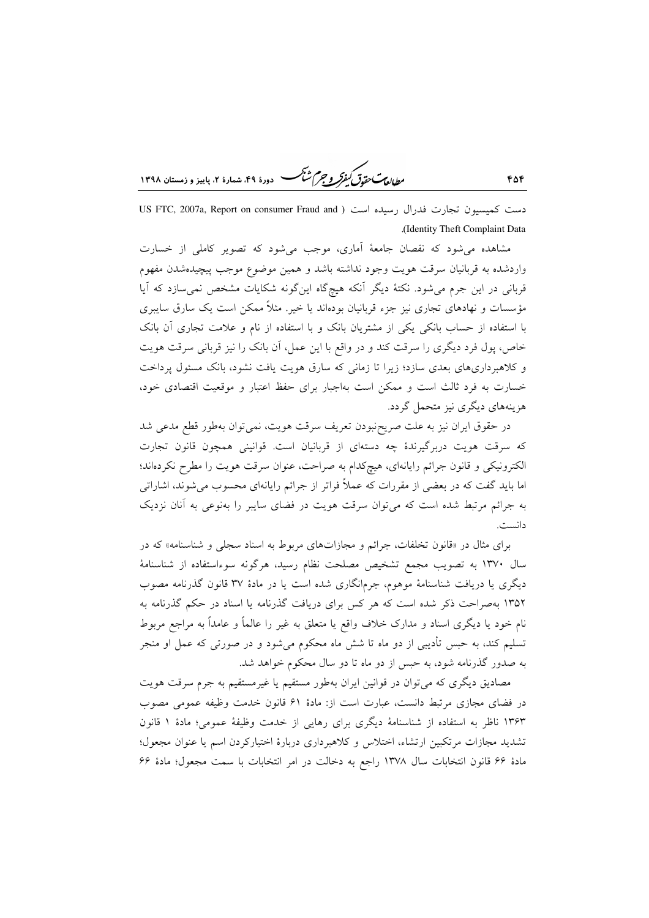دست کمیسیون تجارت فدرال رسیده است (US FTC, 2007a, Report on consumer Fraud and Identity Theft Complaint Data).

مشاهده می‌شود که نقصان جامعهٔ آماری، موجب می‌شود که تصویر کاملی از خسارت واردشده به قربانیان سرقت هویت وجود نداشته باشد و همین موضوع موجب پیچیده‌شدن مفهوم قربانی در این جرم می‌شود. نکتهٔ دیگر آنکه هیچ‌گاه این‌گونه شکایات مشخص نمی‌سازد که آیا مؤسسات و نهادهای تجاری نیز جزء قربانیان بوده‌اند یا خیر. مثلاً ممکن است یک سارق سایبری با استفاده از حساب بانکی یکی از مشتریان بانک و با استفاده از نام و علامت تجاری آن بانک خاص، پول فرد دیگری را سرقت کند و در واقع با این عمل، آن بانک را نیز قربانی سرقت هویت و کلاهبرداری‌های بعدی سازد؛ زیرا تا زمانی که سارق هویت یافت نشود، بانک مسئول پرداخت خسارت به فرد ثالث است و ممکن است به‌اجبار برای حفظ اعتبار و موقعیت اقتصادی خود، هزینه‌های دیگری نیز متحمل گردد.

در حقوق ایران نیز به علت صریح‌نبودن تعریف سرقت هویت، نمی‌توان به‌طور قطع مدعی شد که سرقت هویت دربرگیرندهٔ چه دسته‌ای از قربانیان است. قوانینی همچون قانون تجارت الکترونیکی و قانون جرائم رایانه‌ای، هیچ‌کدام به صراحت، عنوان سرقت هویت را مطرح نکرده‌اند؛ اما باید گفت که در بعضی از مقررات که عملاً فراتر از جرائم رایانه‌ای محسوب می‌شوند، اشاراتی به جرائم مرتبط شده است که می‌توان سرقت هویت در فضای سایبر را به‌نوعی به آنان نزدیک دانست.

برای مثال در «قانون تخلفات، جرائم و مجازات‌های مربوط به اسناد سجلی و شناسنامه» که در سال ۱۳۷۰ به تصویب مجمع تشخیص مصلحت نظام رسید، هرگونه سوءاستفاده از شناسنامهٔ دیگری یا دریافت شناسنامهٔ موهوم، جرم‌انگاری شده است یا در مادهٔ ۳۷ قانون گذرنامه مصوب ۱۳۵۲ به‌صراحت ذکر شده است که هر کس برای دریافت گذرنامه یا اسناد در حکم گذرنامه به نام خود یا دیگری اسناد و مدارک خلاف واقع یا متعلق به غیر را عالماً و عامداً به مراجع مربوط تسلیم کند، به حبس تأدیبی از دو ماه تا شش ماه محکوم می‌شود و در صورتی که عمل او منجر به صدور گذرنامه شود، به حبس از دو ماه تا دو سال محکوم خواهد شد.

مصادیق دیگری که می‌توان در قوانین ایران به‌طور مستقیم یا غیرمستقیم به جرم سرقت هویت در فضای مجازی مرتبط دانست، عبارت است از: مادهٔ ۶۱ قانون خدمت وظیفه عمومی مصوب ۱۳۶۳ ناظر به استفاده از شناسنامهٔ دیگری برای رهایی از خدمت وظیفهٔ عمومی؛ مادهٔ ۱ قانون تشدید مجازات مرتکبین ارتشاء، اختلاس و کلاهبرداری دربارهٔ اختیارکردن اسم یا عنوان مجعول؛ مادهٔ ۶۶ قانون انتخابات سال ۱۳۷۸ راجع به دخالت در امر انتخابات با سمت مجعول؛ مادهٔ ۶۶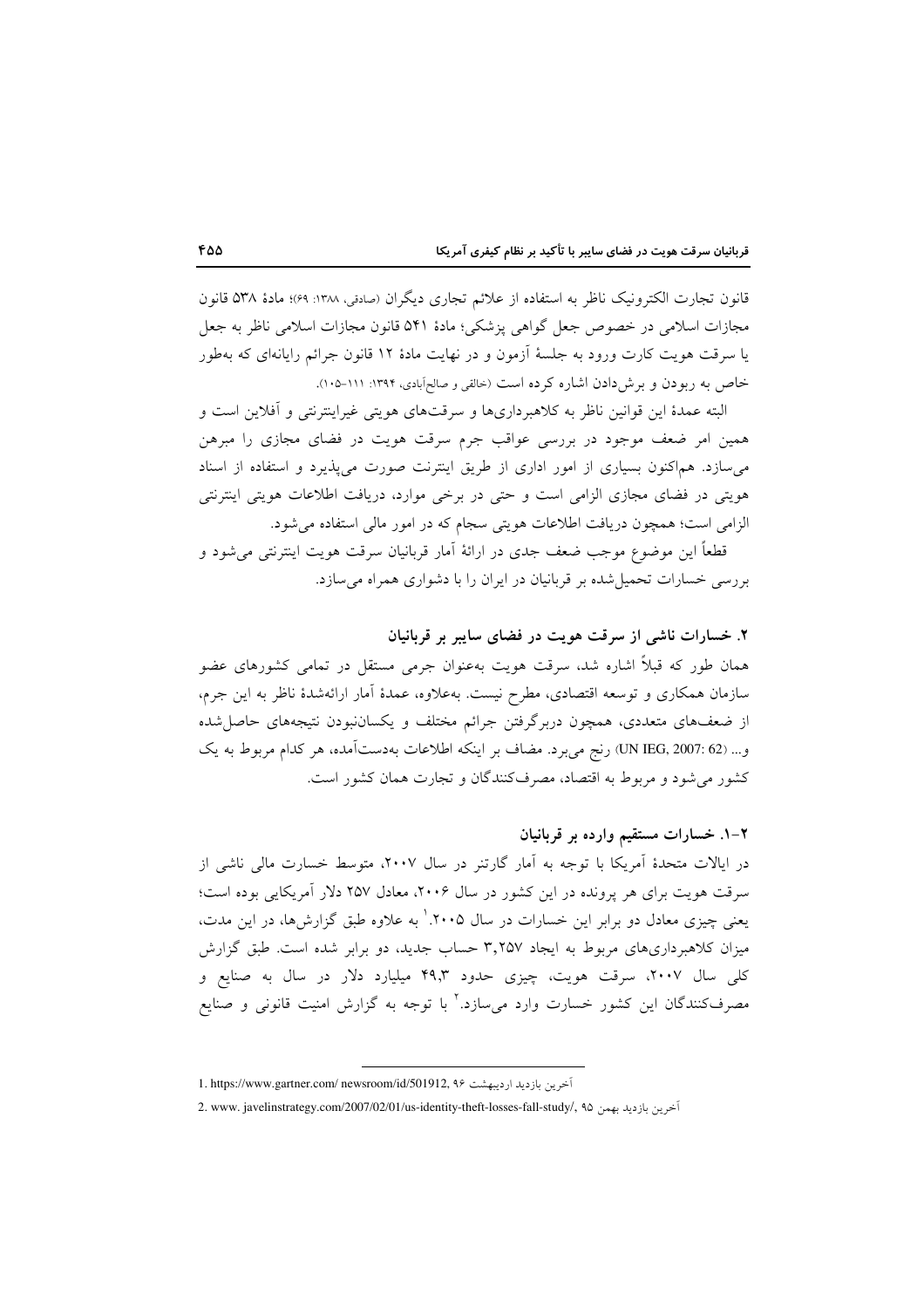قانون تجارت الکترونیک ناظر به استفاده از علائم تجاری دیگران (صادقی، ۱۳۸۸: ۶۹)؛ مادهٔ ۵۳۸ قانون مجازات اسلامی در خصوص جعل گواهی پزشکی؛ مادهٔ ۵۴۱ قانون مجازات اسلامی ناظر به جعل یا سرقت هویت کارت ورود به جلسهٔ آزمون و در نهایت مادهٔ ۱۲ قانون جرائم رایانه‌ای که به‌طور خاص به ربودن و برش‌دادن اشاره کرده است (خالقی و صالح‌آبادی، ۱۳۹۴: ۱۱۱-۱۰۵).

البته عمدهٔ این قوانین ناظر به کلاهبرداری‌ها و سرقت‌های هویتی غیراینترنتی و آفلاین است و همین امر ضعف موجود در بررسی عواقب جرم سرقت هویت در فضای مجازی را مبرهن می‌سازد. هم‌اکنون بسیاری از امور اداری از طریق اینترنت صورت می‌پذیرد و استفاده از اسناد هویتی در فضای مجازی الزامی است و حتی در برخی موارد، دریافت اطلاعات هویتی اینترنتی الزامی است؛ همچون دریافت اطلاعات هویتی سجام که در امور مالی استفاده می‌شود.

قطعاً این موضوع موجب ضعف جدی در ارائهٔ آمار قربانیان سرقت هویت اینترنتی می‌شود و بررسی خسارات تحمیل‌شده بر قربانیان در ایران را با دشواری همراه می‌سازد.

## ۲. خسارات ناشی از سرقت هویت در فضای سایبر بر قربانیان

همان طور که قبلاً اشاره شد، سرقت هویت به‌عنوان جرمی مستقل در تمامی کشورهای عضو سازمان همکاری و توسعه اقتصادی، مطرح نیست. به‌علاوه، عمدهٔ آمار ارائه‌شدهٔ ناظر به این جرم، از ضعف‌های متعددی، همچون دربرگرفتن جرائم مختلف و یکسان‌نبودن نتیجه‌های حاصل‌شده و... (UN IEG, 2007: 62) رنج می‌برد. مضاف بر اینکه اطلاعات به‌دست‌آمده، هر کدام مربوط به یک کشور می‌شود و مربوط به اقتصاد، مصرف‌کنندگان و تجارت همان کشور است.

### ۲-۱. خسارات مستقیم وارده بر قربانیان

در ایالات متحدهٔ آمریکا با توجه به آمار گارتنر در سال ۲۰۰۷، متوسط خسارت مالی ناشی از سرقت هویت برای هر پرونده در این کشور در سال ۲۰۰۶، معادل ۲۵۷ دلار آمریکایی بوده است؛ یعنی چیزی معادل دو برابر این خسارات در سال ۲۰۰۵.[1] به علاوه طبق گزارش‌ها، در این مدت، میزان کلاهبرداری‌های مربوط به ایجاد ۳،۲۵۷ حساب جدید، دو برابر شده است. طبق گزارش کلی سال ۲۰۰۷، سرقت هویت، چیزی حدود ۴۹،۳ میلیارد دلار در سال به صنایع و مصرف‌کنندگان این کشور خسارت وارد می‌سازد.[2] با توجه به گزارش امنیت قانونی و صنایع

---

1. https://www.gartner.com/ newsroom/id/501912, آخرین بازدید اردیبهشت ۹۶

2. www. javelinstrategy.com/2007/02/01/us-identity-theft-losses-fall-study/, آخرین بازدید بهمن ۹۵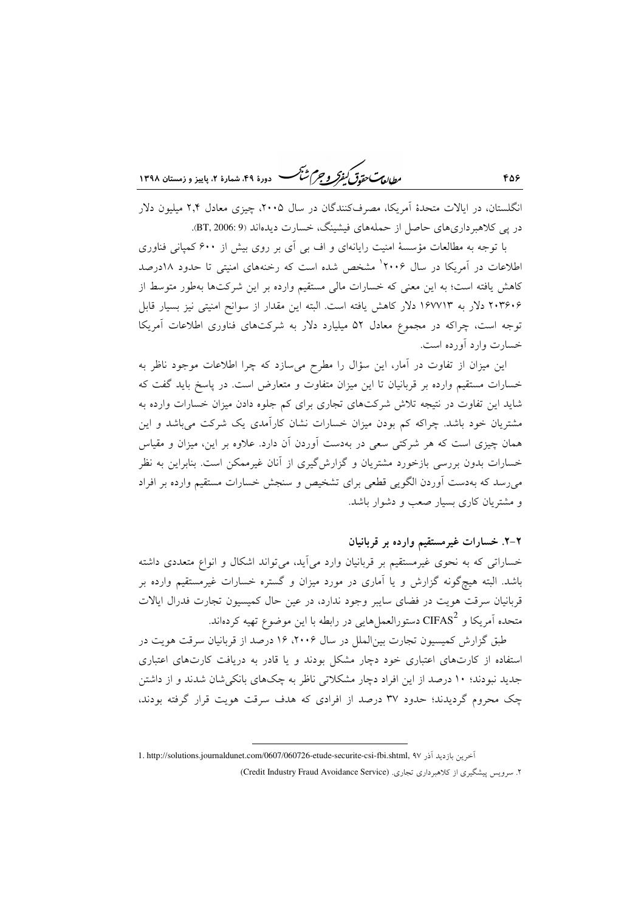انگلستان، در ایالات متحدهٔ آمریکا، مصرف‌کنندگان در سال ۲۰۰۵، چیزی معادل ۲٫۴ میلیون دلار در پی کلاهبرداری‌های حاصل از حمله‌های فیشینگ، خسارت دیده‌اند (BT, 2006: 9).

با توجه به مطالعات مؤسسهٔ امنیت رایانه‌ای و اف بی آی بر روی بیش از ۶۰۰ کمپانی فناوری اطلاعات در آمریکا در سال ۲۰۰۶[1] مشخص شده است که رخنه‌های امنیتی تا حدود ۱۸درصد کاهش یافته است؛ به این معنی که خسارات مالی مستقیم وارده بر این شرکت‌ها به‌طور متوسط از ۲۰۳۶۰۶ دلار به ۱۶۷۷۱۳ دلار کاهش یافته است. البته این مقدار از سوانح امنیتی نیز بسیار قابل توجه است، چراکه در مجموع معادل ۵۲ میلیارد دلار به شرکت‌های فناوری اطلاعات آمریکا خسارت وارد آورده است.

این میزان از تفاوت در آمار، این سؤال را مطرح می‌سازد که چرا اطلاعات موجود ناظر به خسارات مستقیم وارده بر قربانیان تا این میزان متفاوت و متعارض است. در پاسخ باید گفت که شاید این تفاوت در نتیجه تلاش شرکت‌های تجاری برای کم جلوه دادن میزان خسارات وارده به مشتریان خود باشد. چراکه کم بودن میزان خسارات نشان کارآمدی یک شرکت می‌باشد و این همان چیزی است که هر شرکتی سعی در به‌دست آوردن آن دارد. علاوه بر این، میزان و مقیاس خسارات بدون بررسی بازخورد مشتریان و گزارش‌گیری از آنان غیرممکن است. بنابراین به نظر می‌رسد که به‌دست آوردن الگویی قطعی برای تشخیص و سنجش خسارات مستقیم وارده بر افراد و مشتریان کاری بسیار صعب و دشوار باشد.

## ۲-۲. خسارات غیرمستقیم وارده بر قربانیان

خساراتی که به نحوی غیرمستقیم بر قربانیان وارد می‌آید، می‌تواند اشکال و انواع متعددی داشته باشد. البته هیچ‌گونه گزارش و یا آماری در مورد میزان و گستره خسارات غیرمستقیم وارده بر قربانیان سرقت هویت در فضای سایبر وجود ندارد، در عین حال کمیسیون تجارت فدرال ایالات متحده آمریکا و CIFAS[2] دستورالعمل‌هایی در رابطه با این موضوع تهیه کرده‌اند.

طبق گزارش کمیسیون تجارت بین‌الملل در سال ۲۰۰۶، ۱۶ درصد از قربانیان سرقت هویت در استفاده از کارت‌های اعتباری خود دچار مشکل بودند و یا قادر به دریافت کارت‌های اعتباری جدید نبودند؛ ۱۰ درصد از این افراد دچار مشکلاتی ناظر به چک‌های بانکی‌شان شدند و از داشتن چک محروم گردیدند؛ حدود ۳۷ درصد از افرادی که هدف سرقت هویت قرار گرفته بودند،

---

1. http://solutions.journaldunet.com/0607/060726-etude-securite-csi-fbi.shtml, آخرین بازدید آذر ۹۷

۲. سرویس پیشگیری از کلاهبرداری تجاری. (Credit Industry Fraud Avoidance Service)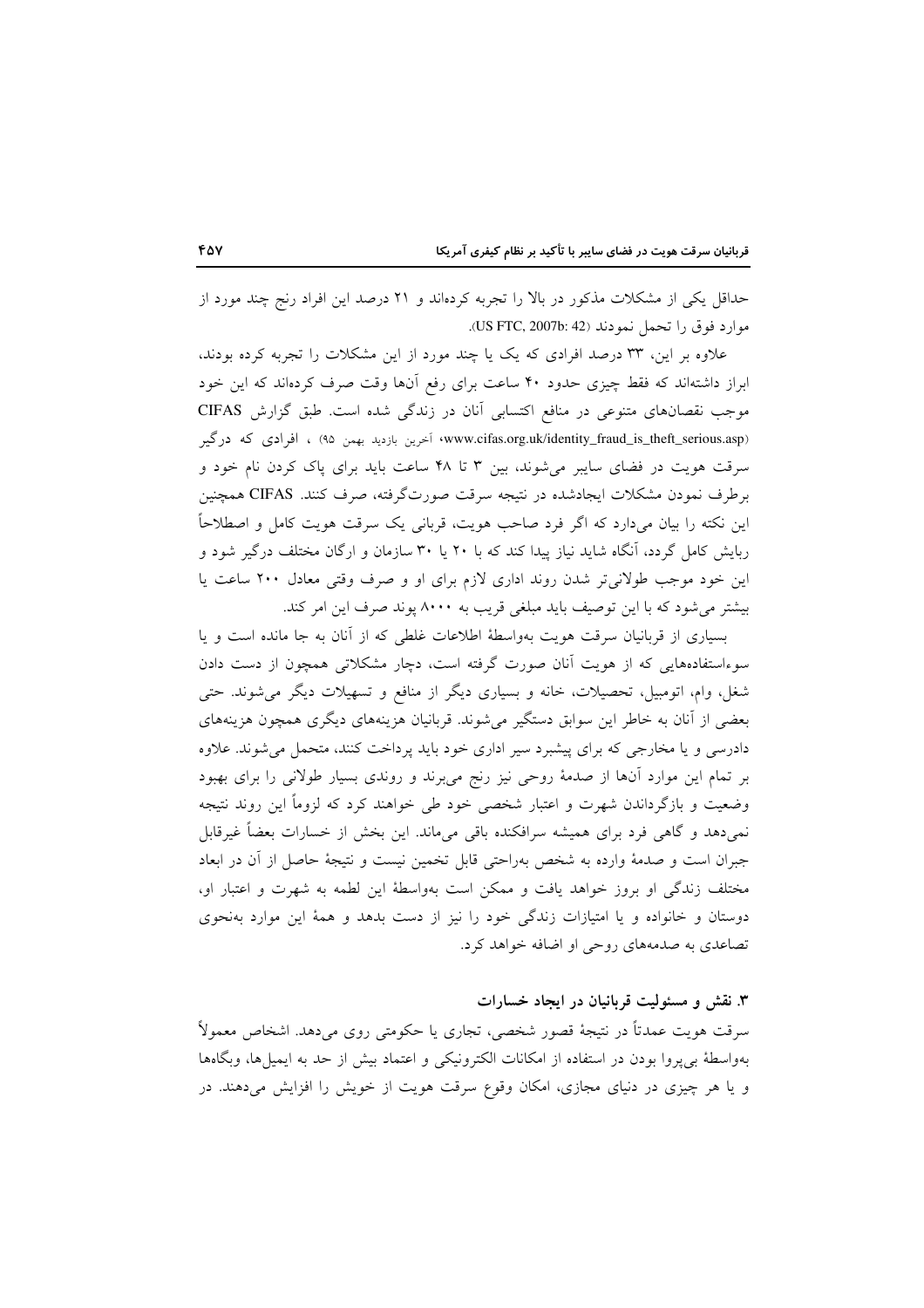حداقل یکی از مشکلات مذکور در بالا را تجربه کرده‌اند و ۲۱ درصد این افراد رنج چند مورد از موارد فوق را تحمل نمودند (US FTC, 2007b: 42).

علاوه بر این، ۳۳ درصد افرادی که یک یا چند مورد از این مشکلات را تجربه کرده بودند، ابراز داشته‌اند که فقط چیزی حدود ۴۰ ساعت برای رفع آن‌ها وقت صرف کرده‌اند که این خود موجب نقصان‌های متنوعی در منافع اکتسابی آنان در زندگی شده است. طبق گزارش CIFAS (www.cifas.org.uk/identity_fraud_is_theft_serious.asp، آخرین بازدید بهمن ۹۵) ، افرادی که درگیر سرقت هویت در فضای سایبر می‌شوند، بین ۳ تا ۴۸ ساعت باید برای پاک کردن نام خود و برطرف نمودن مشکلات ایجادشده در نتیجه سرقت صورت‌گرفته، صرف کنند. CIFAS همچنین این نکته را بیان می‌دارد که اگر فرد صاحب هویت، قربانی یک سرقت هویت کامل و اصطلاحاً ربایش کامل گردد، آنگاه شاید نیاز پیدا کند که با ۲۰ یا ۳۰ سازمان و ارگان مختلف درگیر شود و این خود موجب طولانی‌تر شدن روند اداری لازم برای او و صرف وقتی معادل ۲۰۰ ساعت یا بیشتر می‌شود که با این توصیف باید مبلغی قریب به ۸۰۰۰ پوند صرف این امر کند.

بسیاری از قربانیان سرقت هویت به‌واسطهٔ اطلاعات غلطی که از آنان به جا مانده است و یا سوءاستفاده‌هایی که از هویت آنان صورت گرفته است، دچار مشکلاتی همچون از دست دادن شغل، وام، اتومبیل، تحصیلات، خانه و بسیاری دیگر از منافع و تسهیلات دیگر می‌شوند. حتی بعضی از آنان به خاطر این سوابق دستگیر می‌شوند. قربانیان هزینه‌های دیگری همچون هزینه‌های دادرسی و یا مخارجی که برای پیشبرد سیر اداری خود باید پرداخت کنند، متحمل می‌شوند. علاوه بر تمام این موارد آن‌ها از صدمهٔ روحی نیز رنج می‌برند و روندی بسیار طولانی را برای بهبود وضعیت و بازگرداندن شهرت و اعتبار شخصی خود طی خواهند کرد که لزوماً این روند نتیجه نمی‌دهد و گاهی فرد برای همیشه سرافکنده باقی می‌ماند. این بخش از خسارات بعضاً غیرقابل جبران است و صدمهٔ وارده به شخص به‌راحتی قابل تخمین نیست و نتیجهٔ حاصل از آن در ابعاد مختلف زندگی او بروز خواهد یافت و ممکن است به‌واسطهٔ این لطمه به شهرت و اعتبار او، دوستان و خانواده و یا امتیازات زندگی خود را نیز از دست بدهد و همهٔ این موارد به‌نحوی تصاعدی به صدمه‌های روحی او اضافه خواهد کرد.

### ۳. نقش و مسئولیت قربانیان در ایجاد خسارات

سرقت هویت عمدتاً در نتیجهٔ قصور شخصی، تجاری یا حکومتی روی می‌دهد. اشخاص معمولاً به‌واسطهٔ بی‌پروا بودن در استفاده از امکانات الکترونیکی و اعتماد بیش از حد به ایمیل‌ها، وبگاه‌ها و یا هر چیزی در دنیای مجازی، امکان وقوع سرقت هویت از خویش را افزایش می‌دهند. در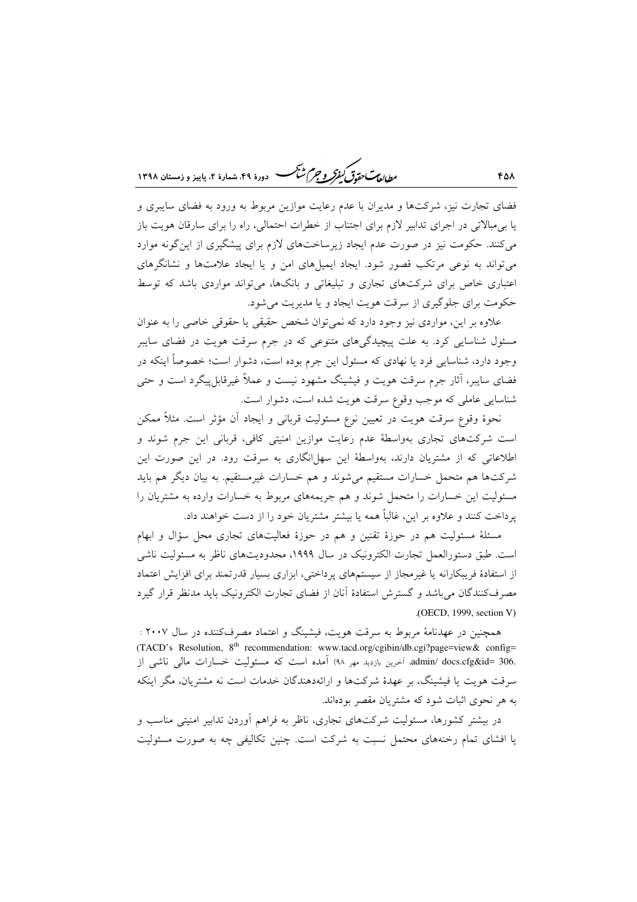فضای تجارت نیز، شرکت‌ها و مدیران با عدم رعایت موازین مربوط به ورود به فضای سایبری و یا بی‌مبالاتی در اجرای تدابیر لازم برای اجتناب از خطرات احتمالی، راه را برای سارقان هویت باز می‌کنند. حکومت نیز در صورت عدم ایجاد زیرساخت‌های لازم برای پیشگیری از این‌گونه موارد می‌تواند به نوعی مرتکب قصور شود. ایجاد ایمیل‌های امن و یا ایجاد علامت‌ها و نشانگرهای اعتباری خاص برای شرکت‌های تجاری و تبلیغاتی و بانک‌ها، می‌تواند مواردی باشد که توسط حکومت برای جلوگیری از سرقت هویت ایجاد و یا مدیریت می‌شود.

علاوه بر این، مواردی نیز وجود دارد که نمی‌توان شخص حقیقی یا حقوقی خاصی را به عنوان مسئول شناسایی کرد. به علت پیچیدگی‌های متنوعی که در جرم سرقت هویت در فضای سایبر وجود دارد، شناسایی فرد یا نهادی که مسئول این جرم بوده است، دشوار است؛ خصوصاً اینکه در فضای سایبر، آثار جرم سرقت هویت و فیشینگ مشهود نیست و عملاً غیرقابل‌پیگرد است و حتی شناسایی عاملی که موجب وقوع سرقت هویت شده است، دشوار است.

نحوهٔ وقوع سرقت هویت در تعیین نوع مسئولیت قربانی و ایجاد آن مؤثر است. مثلاً ممکن است شرکت‌های تجاری به‌واسطهٔ عدم رعایت موازین امنیتی کافی، قربانی این جرم شوند و اطلاعاتی که از مشتریان دارند، به‌واسطهٔ این سهل‌انگاری به سرقت رود. در این صورت این شرکت‌ها هم متحمل خسارات مستقیم می‌شوند و هم خسارات غیرمستقیم. به بیان دیگر هم باید مسئولیت این خسارات را متحمل شوند و هم جریمه‌های مربوط به خسارات وارده به مشتریان را پرداخت کنند و علاوه بر این، غالباً همه یا بیشتر مشتریان خود را از دست خواهند داد.

مسئلهٔ مسئولیت هم در حوزهٔ تقنین و هم در حوزهٔ فعالیت‌های تجاری محل سؤال و ابهام است. طبق دستورالعمل تجارت الکترونیک در سال ۱۹۹۹، محدودیت‌های ناظر به مسئولیت ناشی از استفادهٔ فریبکارانه یا غیرمجاز از سیستم‌های پرداختی، ابزاری بسیار قدرتمند برای افزایش اعتماد مصرف‌کنندگان می‌باشد و گسترش استفادهٔ آنان از فضای تجارت الکترونیک باید مدنظر قرار گیرد (OECD, 1999, section V).

همچنین در عهدنامهٔ مربوط به سرقت هویت، فیشینگ و اعتماد مصرف‌کننده در سال ۲۰۰۷ : (TACD's Resolution, 8th recommendation: www.tacd.org/cgibin/db.cgi?page=view& config= admin/ docs.cfg&id= 306، آخرین بازدید مهر ۹۸) آمده است که مسئولیت خسارات مالی ناشی از سرقت هویت یا فیشینگ، بر عهدهٔ شرکت‌ها و ارائه‌دهندگان خدمات است نه مشتریان، مگر اینکه به هر نحوی اثبات شود که مشتریان مقصر بوده‌اند.

در بیشتر کشورها، مسئولیت شرکت‌های تجاری، ناظر به فراهم آوردن تدابیر امنیتی مناسب و یا افشای تمام رخنه‌های محتمل نسبت به شرکت است. چنین تکالیفی چه به صورت مسئولیت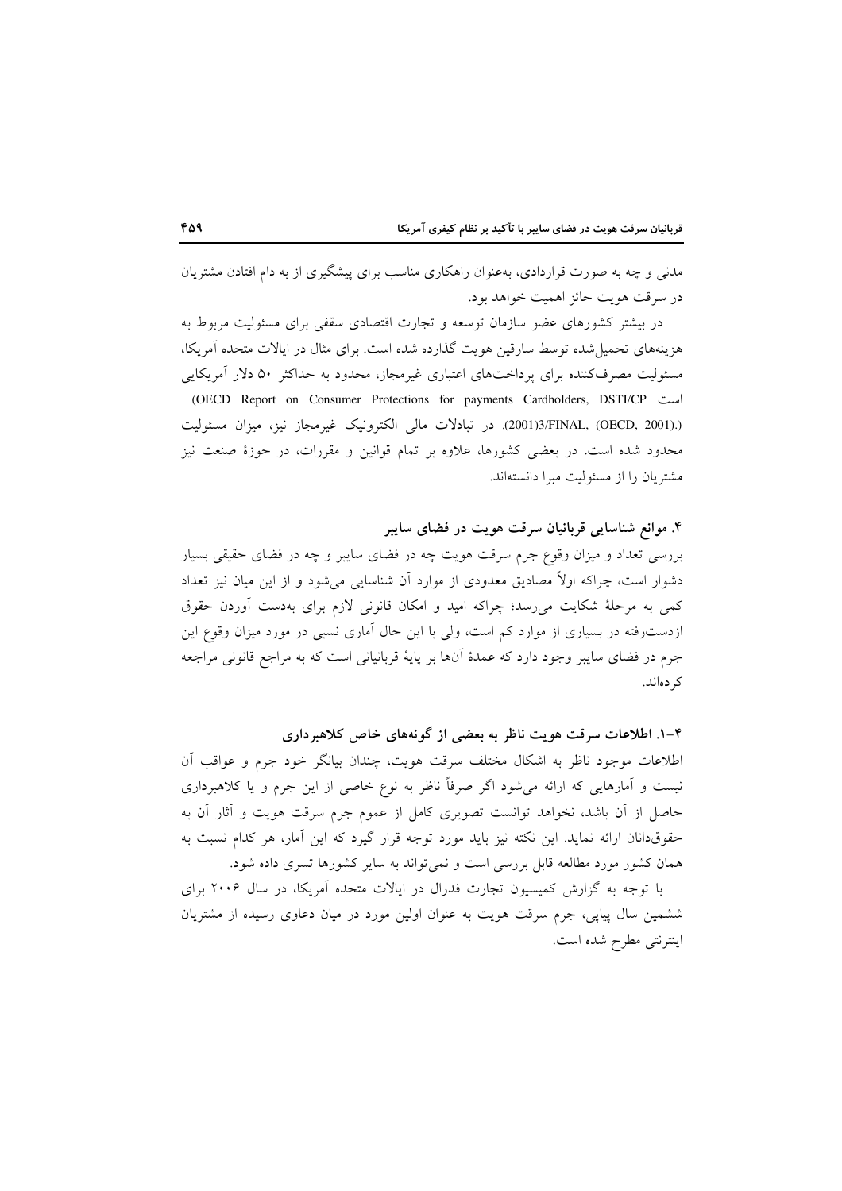مدنی و چه به صورت قراردادی، به‌عنوان راهکاری مناسب برای پیشگیری از به دام افتادن مشتریان در سرقت هویت حائز اهمیت خواهد بود.

در بیشتر کشورهای عضو سازمان توسعه و تجارت اقتصادی سقفی برای مسئولیت مربوط به هزینه‌های تحمیل‌شده توسط سارقین هویت گذارده شده است. برای مثال در ایالات متحده آمریکا، مسئولیت مصرف‌کننده برای پرداخت‌های اعتباری غیرمجاز، محدود به حداکثر ۵۰ دلار آمریکایی است (OECD Report on Consumer Protections for payments Cardholders, DSTI/CP (2001)3/FINAL, (OECD, 2001).). در تبادلات مالی الکترونیک غیرمجاز نیز، میزان مسئولیت محدود شده است. در بعضی کشورها، علاوه بر تمام قوانین و مقررات، در حوزهٔ صنعت نیز مشتریان را از مسئولیت مبرا دانسته‌اند.

## ۴. موانع شناسایی قربانیان سرقت هویت در فضای سایبر

بررسی تعداد و میزان وقوع جرم سرقت هویت چه در فضای سایبر و چه در فضای حقیقی بسیار دشوار است، چراکه اولاً مصادیق معدودی از موارد آن شناسایی می‌شود و از این میان نیز تعداد کمی به مرحلهٔ شکایت می‌رسد؛ چراکه امید و امکان قانونی لازم برای به‌دست آوردن حقوق ازدست‌رفته در بسیاری از موارد کم است، ولی با این حال آماری نسبی در مورد میزان وقوع این جرم در فضای سایبر وجود دارد که عمدهٔ آن‌ها بر پایهٔ قربانیانی است که به مراجع قانونی مراجعه کرده‌اند.

### ۴-۱. اطلاعات سرقت هویت ناظر به بعضی از گونه‌های خاص کلاهبرداری

اطلاعات موجود ناظر به اشکال مختلف سرقت هویت، چندان بیانگر خود جرم و عواقب آن نیست و آمارهایی که ارائه می‌شود اگر صرفاً ناظر به نوع خاصی از این جرم و یا کلاهبرداری حاصل از آن باشد، نخواهد توانست تصویری کامل از عموم جرم سرقت هویت و آثار آن به حقوق‌دانان ارائه نماید. این نکته نیز باید مورد توجه قرار گیرد که این آمار، هر کدام نسبت به همان کشور مورد مطالعه قابل بررسی است و نمی‌تواند به سایر کشورها تسری داده شود.

با توجه به گزارش کمیسیون تجارت فدرال در ایالات متحده آمریکا، در سال ۲۰۰۶ برای ششمین سال پیاپی، جرم سرقت هویت به عنوان اولین مورد در میان دعاوی رسیده از مشتریان اینترنتی مطرح شده است.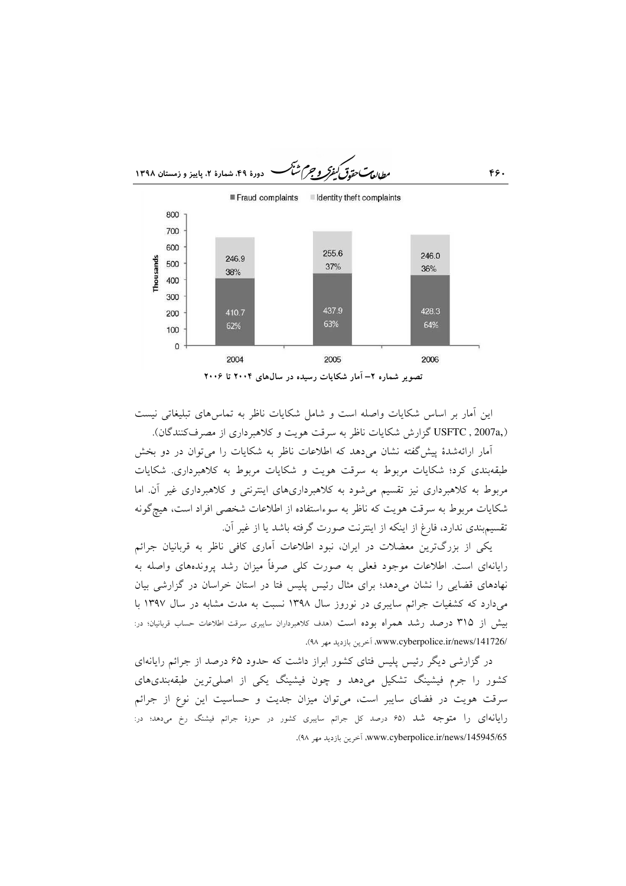■ Fraud complaints ■ Identity theft complaints

Thousands

800
700
600
500
400
300
200
100
0

246.9
38%
410.7
62%
2004

255.6
37%
437.9
63%
2005

246.0
36%
428.3
64%
2006

تصویر شماره ۲– آمار شکایات رسیده در سال‌های ۲۰۰۴ تا ۲۰۰۶

این آمار بر اساس شکایات واصله است و شامل شکایات ناظر به تماس‌های تبلیغاتی نیست (USFTC , 2007a, گزارش شکایات ناظر به سرقت هویت و کلاهبرداری از مصرف‌کنندگان).

آمار ارائه‌شدهٔ پیش‌گفته نشان می‌دهد که اطلاعات ناظر به شکایات را می‌توان در دو بخش طبقه‌بندی کرد؛ شکایات مربوط به سرقت هویت و شکایات مربوط به کلاهبرداری. شکایات مربوط به کلاهبرداری نیز تقسیم می‌شود به کلاهبرداری‌های اینترنتی و کلاهبرداری غیر آن. اما شکایات مربوط به سرقت هویت که ناظر به سوءاستفاده از اطلاعات شخصی افراد است، هیچ‌گونه تقسیم‌بندی ندارد، فارغ از اینکه از اینترنت صورت گرفته باشد یا از غیر آن.

یکی از بزرگ‌ترین معضلات در ایران، نبود اطلاعات آماری کافی ناظر به قربانیان جرائم رایانه‌ای است. اطلاعات موجود فعلی به صورت کلی صرفاً میزان رشد پرونده‌های واصله به نهادهای قضایی را نشان می‌دهد؛ برای مثال رئیس پلیس فتا در استان خراسان در گزارشی بیان می‌دارد که کشفیات جرائم سایبری در نوروز سال ۱۳۹۸ نسبت به مدت مشابه در سال ۱۳۹۷ با بیش از ۳۱۵ درصد رشد همراه بوده است (هدف کلاهبرداران سایبری سرقت اطلاعات حساب قربانیان؛ در: www.cyberpolice.ir/news/141726/. آخرین بازدید مهر ۹۸).

در گزارشی دیگر رئیس پلیس فتای کشور ابراز داشت که حدود ۶۵ درصد از جرائم رایانه‌ای کشور را جرم فیشینگ تشکیل می‌دهد و چون فیشینگ یکی از اصلی‌ترین طبقه‌بندی‌های سرقت هویت در فضای سایبر است، می‌توان میزان جدیت و حساسیت این نوع از جرائم رایانه‌ای را متوجه شد (۶۵ درصد کل جرائم سایبری کشور در حوزهٔ جرائم فیشنگ رخ می‌دهد؛ در: www.cyberpolice.ir/news/145945/65. آخرین بازدید مهر ۹۸).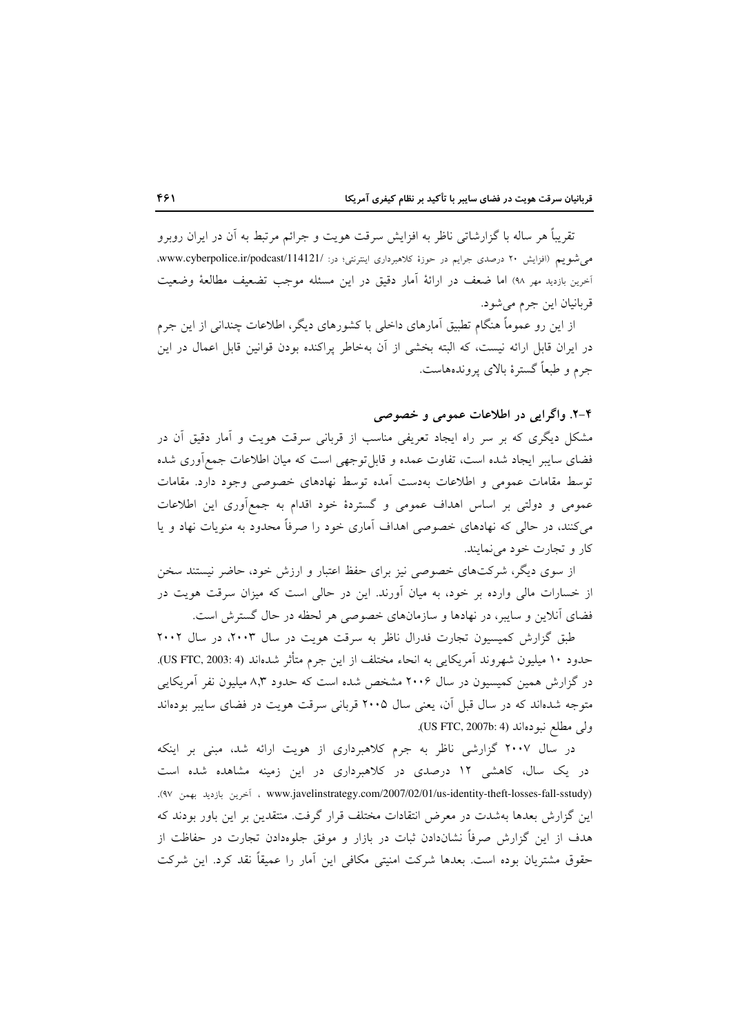تقریباً هر ساله با گزارشاتی ناظر به افزایش سرقت هویت و جرائم مرتبط به آن در ایران روبرو می‌شویم (افزایش ۲۰ درصدی جرایم در حوزهٔ کلاهبرداری اینترنتی؛ در: www.cyberpolice.ir/podcast/114121/، آخرین بازدید مهر ۹۸) اما ضعف در ارائهٔ آمار دقیق در این مسئله موجب تضعیف مطالعهٔ وضعیت قربانیان این جرم می‌شود.

از این رو عموماً هنگام تطبیق آمارهای داخلی با کشورهای دیگر، اطلاعات چندانی از این جرم در ایران قابل ارائه نیست، که البته بخشی از آن به‌خاطر پراکنده بودن قوانین قابل اعمال در این جرم و طبعاً گسترهٔ بالای پرونده‌هاست.

## ۴-۲. واگرایی در اطلاعات عمومی و خصوصی

مشکل دیگری که بر سر راه ایجاد تعریفی مناسب از قربانی سرقت هویت و آمار دقیق آن در فضای سایبر ایجاد شده است، تفاوت عمده و قابل‌توجهی است که میان اطلاعات جمع‌آوری شده توسط مقامات عمومی و اطلاعات به‌دست آمده توسط نهادهای خصوصی وجود دارد. مقامات عمومی و دولتی بر اساس اهداف عمومی و گستردهٔ خود اقدام به جمع‌آوری این اطلاعات می‌کنند، در حالی که نهادهای خصوصی اهداف آماری خود را صرفاً محدود به منویات نهاد و یا کار و تجارت خود می‌نمایند.

از سوی دیگر، شرکت‌های خصوصی نیز برای حفظ اعتبار و ارزش خود، حاضر نیستند سخن از خسارات مالی وارده بر خود، به میان آورند. این در حالی است که میزان سرقت هویت در فضای آنلاین و سایبر، در نهادها و سازمان‌های خصوصی هر لحظه در حال گسترش است.

طبق گزارش کمیسیون تجارت فدرال ناظر به سرقت هویت در سال ۲۰۰۳، در سال ۲۰۰۲ حدود ۱۰ میلیون شهروند آمریکایی به انحاء مختلف از این جرم متأثر شده‌اند (US FTC, 2003: 4). در گزارش همین کمیسیون در سال ۲۰۰۶ مشخص شده است که حدود ۸،۳ میلیون نفر آمریکایی متوجه شده‌اند که در سال قبل آن، یعنی سال ۲۰۰۵ قربانی سرقت هویت در فضای سایبر بوده‌اند ولی مطلع نبوده‌اند (US FTC, 2007b: 4).

در سال ۲۰۰۷ گزارشی ناظر به جرم کلاهبرداری از هویت ارائه شد، مبنی بر اینکه در یک سال، کاهشی ۱۲ درصدی در کلاهبرداری در این زمینه مشاهده شده است (www.javelinstrategy.com/2007/02/01/us-identity-theft-losses-fall-sstudy ، آخرین بازدید بهمن ۹۷). این گزارش بعدها به‌شدت در معرض انتقادات مختلف قرار گرفت. منتقدین بر این باور بودند که هدف از این گزارش صرفاً نشان‌دادن ثبات در بازار و موفق جلوه‌دادن تجارت در حفاظت از حقوق مشتریان بوده است. بعدها شرکت امنیتی مکافی این آمار را عمیقاً نقد کرد. این شرکت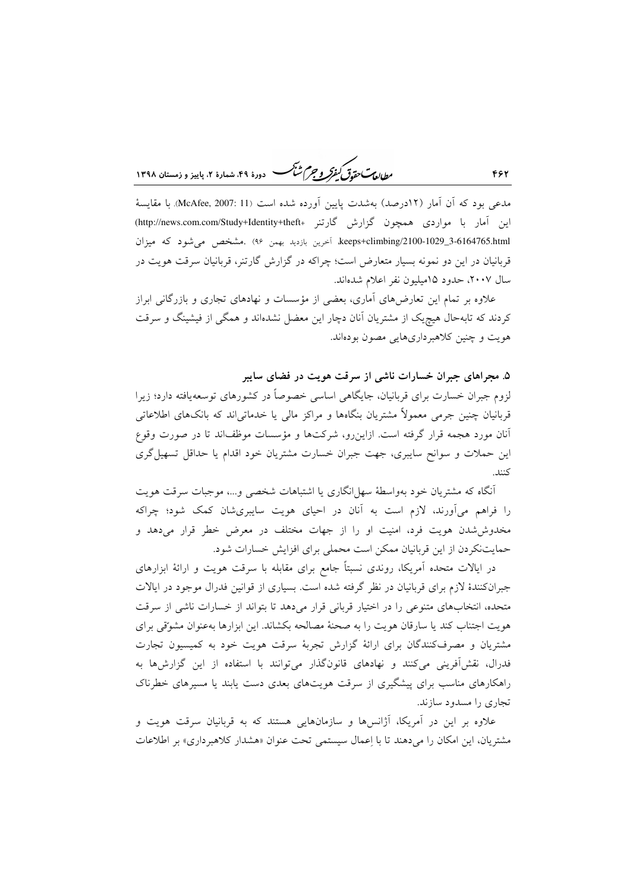مدعی بود که آن آمار (۱۲درصد) به‌شدت پایین آورده شده است (McAfee, 2007: 11). با مقایسهٔ این آمار با مواردی همچون گزارش گارتنر (http://news.com.com/Study+Identity+theft+keeps+climbing/2100-1029_3-6164765.html، آخرین بازدید بهمن ۹۶). مشخص می‌شود که میزان قربانیان در این دو نمونه بسیار متعارض است؛ چراکه در گزارش گارتنر، قربانیان سرقت هویت در سال ۲۰۰۷، حدود ۱۵میلیون نفر اعلام شده‌اند.

علاوه بر تمام این تعارض‌های آماری، بعضی از مؤسسات و نهادهای تجاری و بازرگانی ابراز کردند که تابه‌حال هیچ‌یک از مشتریان آنان دچار این معضل نشده‌اند و همگی از فیشینگ و سرقت هویت و چنین کلاهبرداری‌هایی مصون بوده‌اند.

## ۵. مجراهای جبران خسارات ناشی از سرقت هویت در فضای سایبر

لزوم جبران خسارت برای قربانیان، جایگاهی اساسی خصوصاً در کشورهای توسعه‌یافته دارد؛ زیرا قربانیان چنین جرمی معمولاً مشتریان بنگاه‌ها و مراکز مالی یا خدماتی‌اند که بانک‌های اطلاعاتی آنان مورد هجمه قرار گرفته است. ازاین‌رو، شرکت‌ها و مؤسسات موظف‌اند تا در صورت وقوع این حملات و سوانح سایبری، جهت جبران خسارت مشتریان خود اقدام یا حداقل تسهیل‌گری کنند.

آنگاه که مشتریان خود به‌واسطهٔ سهل‌انگاری یا اشتباهات شخصی و...، موجبات سرقت هویت را فراهم می‌آورند، لازم است به آنان در احیای هویت سایبری‌شان کمک شود؛ چراکه مخدوش‌شدن هویت فرد، امنیت او را از جهات مختلف در معرض خطر قرار می‌دهد و حمایت‌نکردن از این قربانیان ممکن است محملی برای افزایش خسارات شود.

در ایالات متحده آمریکا، روندی نسبتاً جامع برای مقابله با سرقت هویت و ارائهٔ ابزارهای جبران‌کنندهٔ لازم برای قربانیان در نظر گرفته شده است. بسیاری از قوانین فدرال موجود در ایالات متحده، انتخاب‌های متنوعی را در اختیار قربانی قرار می‌دهد تا بتواند از خسارات ناشی از سرقت هویت اجتناب کند یا سارقان هویت را به صحنهٔ مصالحه بکشاند. این ابزارها به‌عنوان مشوّقی برای مشتریان و مصرف‌کنندگان برای ارائهٔ گزارش تجربهٔ سرقت هویت خود به کمیسیون تجارت فدرال، نقش‌آفرینی می‌کنند و نهادهای قانونگذار می‌توانند با استفاده از این گزارش‌ها به راهکارهای مناسب برای پیشگیری از سرقت هویت‌های بعدی دست یابند یا مسیرهای خطرناک تجاری را مسدود سازند.

علاوه بر این در آمریکا، آژانس‌ها و سازمان‌هایی هستند که به قربانیان سرقت هویت و مشتریان، این امکان را می‌دهند تا با اِعمال سیستمی تحت عنوان «هشدار کلاهبرداری» بر اطلاعات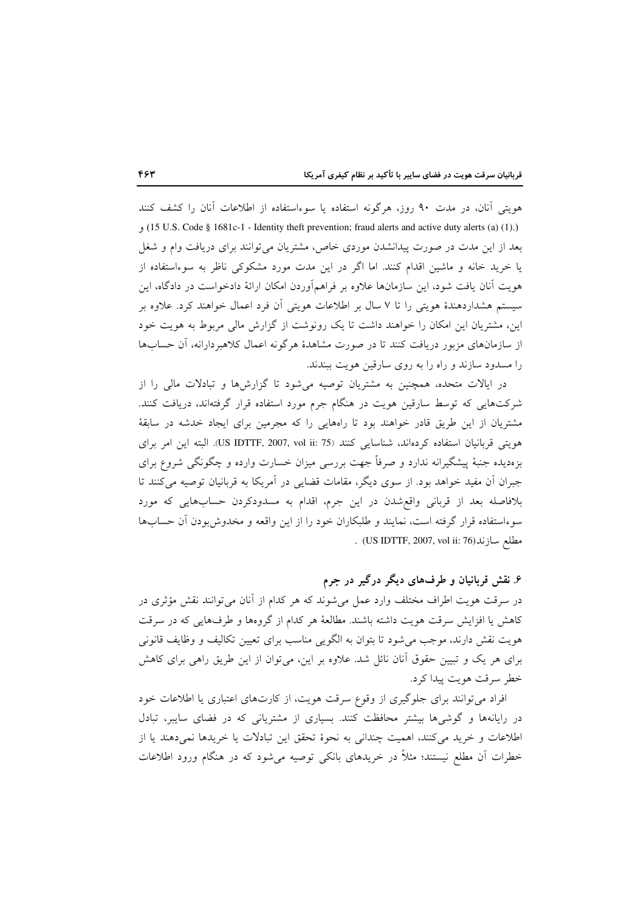هویتی آنان، در مدت ۹۰ روز، هرگونه استفاده یا سوءاستفاده از اطلاعات آنان را کشف کنند (15 U.S. Code § 1681c-1 - Identity theft prevention; fraud alerts and active duty alerts (a) (1).) و بعد از این مدت در صورت پیدانشدن موردی خاص، مشتریان می‌توانند برای دریافت وام و شغل یا خرید خانه و ماشین اقدام کنند. اما اگر در این مدت مورد مشکوکی ناظر به سوءاستفاده از هویت آنان یافت شود، این سازمان‌ها علاوه بر فراهم‌آوردن امکان ارائهٔ دادخواست در دادگاه، این سیستم هشداردهندهٔ هویتی را تا ۷ سال بر اطلاعات هویتی آن فرد اعمال خواهند کرد. علاوه بر این، مشتریان این امکان را خواهند داشت تا یک رونوشت از گزارش مالی مربوط به هویت خود از سازمان‌های مزبور دریافت کنند تا در صورت مشاهدهٔ هرگونه اعمال کلاهبردارانه، آن حساب‌ها را مسدود سازند و راه را به روی سارقین هویت ببندند.

در ایالات متحده، همچنین به مشتریان توصیه می‌شود تا گزارش‌ها و تبادلات مالی را از شرکت‌هایی که توسط سارقین هویت در هنگام جرم مورد استفاده قرار گرفته‌اند، دریافت کنند. مشتریان از این طریق قادر خواهند بود تا راه‌هایی را که مجرمین برای ایجاد خدشه در سابقهٔ هویتی قربانیان استفاده کرده‌اند، شناسایی کنند (US IDTTF, 2007, vol ii: 75). البته این امر برای بزه‌دیده جنبهٔ پیشگیرانه ندارد و صرفاً جهت بررسی میزان خسارت وارده و چگونگی شروع برای جبران آن مفید خواهد بود. از سوی دیگر، مقامات قضایی در آمریکا به قربانیان توصیه می‌کنند تا بلافاصله بعد از قربانی واقع‌شدن در این جرم، اقدام به مسدودکردن حساب‌هایی که مورد سوءاستفاده قرار گرفته است، نمایند و طلبکاران خود را از این واقعه و مخدوش‌بودن آن حساب‌ها مطلع سازند(US IDTTF, 2007, vol ii: 76) .

## ۶. نقش قربانیان و طرف‌های دیگر درگیر در جرم

در سرقت هویت اطراف مختلف وارد عمل می‌شوند که هر کدام از آنان می‌توانند نقش مؤثری در کاهش یا افزایش سرقت هویت داشته باشند. مطالعهٔ هر کدام از گروه‌ها و طرف‌هایی که در سرقت هویت نقش دارند، موجب می‌شود تا بتوان به الگویی مناسب برای تعیین تکالیف و وظایف قانونی برای هر یک و تبیین حقوق آنان نائل شد. علاوه بر این، می‌توان از این طریق راهی برای کاهش خطر سرقت هویت پیدا کرد.

افراد می‌توانند برای جلوگیری از وقوع سرقت هویت، از کارت‌های اعتباری یا اطلاعات خود در رایانه‌ها و گوشی‌ها بیشتر محافظت کنند. بسیاری از مشتریانی که در فضای سایبر، تبادل اطلاعات و خرید می‌کنند، اهمیت چندانی به نحوهٔ تحقق این تبادلات یا خریدها نمی‌دهند یا از خطرات آن مطلع نیستند؛ مثلاً در خریدهای بانکی توصیه می‌شود که در هنگام ورود اطلاعات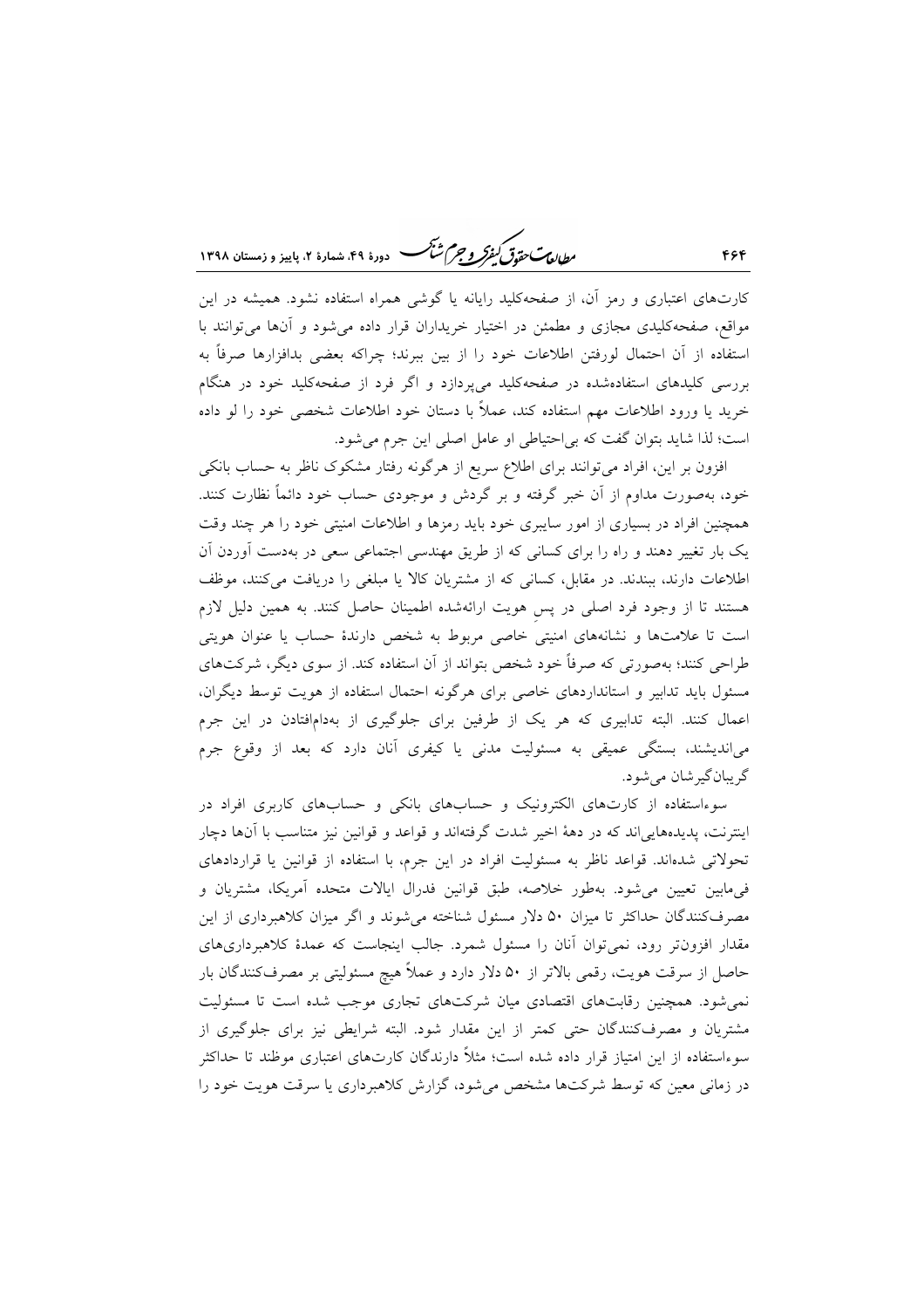کارت‌های اعتباری و رمز آن، از صفحه‌کلید رایانه یا گوشی همراه استفاده نشود. همیشه در این مواقع، صفحه‌کلیدی مجازی و مطمئن در اختیار خریداران قرار داده می‌شود و آن‌ها می‌توانند با استفاده از آن احتمال لورفتن اطلاعات خود را از بین ببرند؛ چراکه بعضی بدافزارها صرفاً به بررسی کلیدهای استفاده‌شده در صفحه‌کلید می‌پردازد و اگر فرد از صفحه‌کلید خود در هنگام خرید یا ورود اطلاعات مهم استفاده کند، عملاً با دستان خود اطلاعات شخصی خود را لو داده است؛ لذا شاید بتوان گفت که بی‌احتیاطی او عامل اصلی این جرم می‌شود.

افزون بر این، افراد می‌توانند برای اطلاع سریع از هرگونه رفتار مشکوک ناظر به حساب بانکی خود، به‌صورت مداوم از آن خبر گرفته و بر گردش و موجودی حساب خود دائماً نظارت کنند. همچنین افراد در بسیاری از امور سایبری خود باید رمزها و اطلاعات امنیتی خود را هر چند وقت یک بار تغییر دهند و راه را برای کسانی که از طریق مهندسی اجتماعی سعی در به‌دست آوردن آن اطلاعات دارند، ببندند. در مقابل، کسانی که از مشتریان کالا یا مبلغی را دریافت می‌کنند، موظف هستند تا از وجود فرد اصلی در پسِ هویت ارائه‌شده اطمینان حاصل کنند. به همین دلیل لازم است تا علامت‌ها و نشانه‌های امنیتی خاصی مربوط به شخص دارندهٔ حساب یا عنوان هویتی طراحی کنند؛ به‌صورتی که صرفاً خود شخص بتواند از آن استفاده کند. از سوی دیگر، شرکت‌های مسئول باید تدابیر و استانداردهای خاصی برای هرگونه احتمال استفاده از هویت توسط دیگران، اعمال کنند. البته تدابیری که هر یک از طرفین برای جلوگیری از به‌دام‌افتادن در این جرم می‌اندیشند، بستگی عمیقی به مسئولیت مدنی یا کیفری آنان دارد که بعد از وقوع جرم گریبان‌گیرشان می‌شود.

سوءاستفاده از کارت‌های الکترونیک و حساب‌های بانکی و حساب‌های کاربری افراد در اینترنت، پدیده‌هایی‌اند که در دههٔ اخیر شدت گرفته‌اند و قواعد و قوانین نیز متناسب با آن‌ها دچار تحولاتی شده‌اند. قواعد ناظر به مسئولیت افراد در این جرم، با استفاده از قوانین یا قراردادهای فی‌مابین تعیین می‌شود. به‌طور خلاصه، طبق قوانین فدرال ایالات متحده آمریکا، مشتریان و مصرف‌کنندگان حداکثر تا میزان ۵۰ دلار مسئول شناخته می‌شوند و اگر میزان کلاهبرداری از این مقدار افزون‌تر رود، نمی‌توان آنان را مسئول شمرد. جالب اینجاست که عمدهٔ کلاهبرداری‌های حاصل از سرقت هویت، رقمی بالاتر از ۵۰ دلار دارد و عملاً هیچ مسئولیتی بر مصرف‌کنندگان بار نمی‌شود. همچنین رقابت‌های اقتصادی میان شرکت‌های تجاری موجب شده است تا مسئولیت مشتریان و مصرف‌کنندگان حتی کمتر از این مقدار شود. البته شرایطی نیز برای جلوگیری از سوءاستفاده از این امتیاز قرار داده شده است؛ مثلاً دارندگان کارت‌های اعتباری موظفند تا حداکثر در زمانی معین که توسط شرکت‌ها مشخص می‌شود، گزارش کلاهبرداری یا سرقت هویت خود را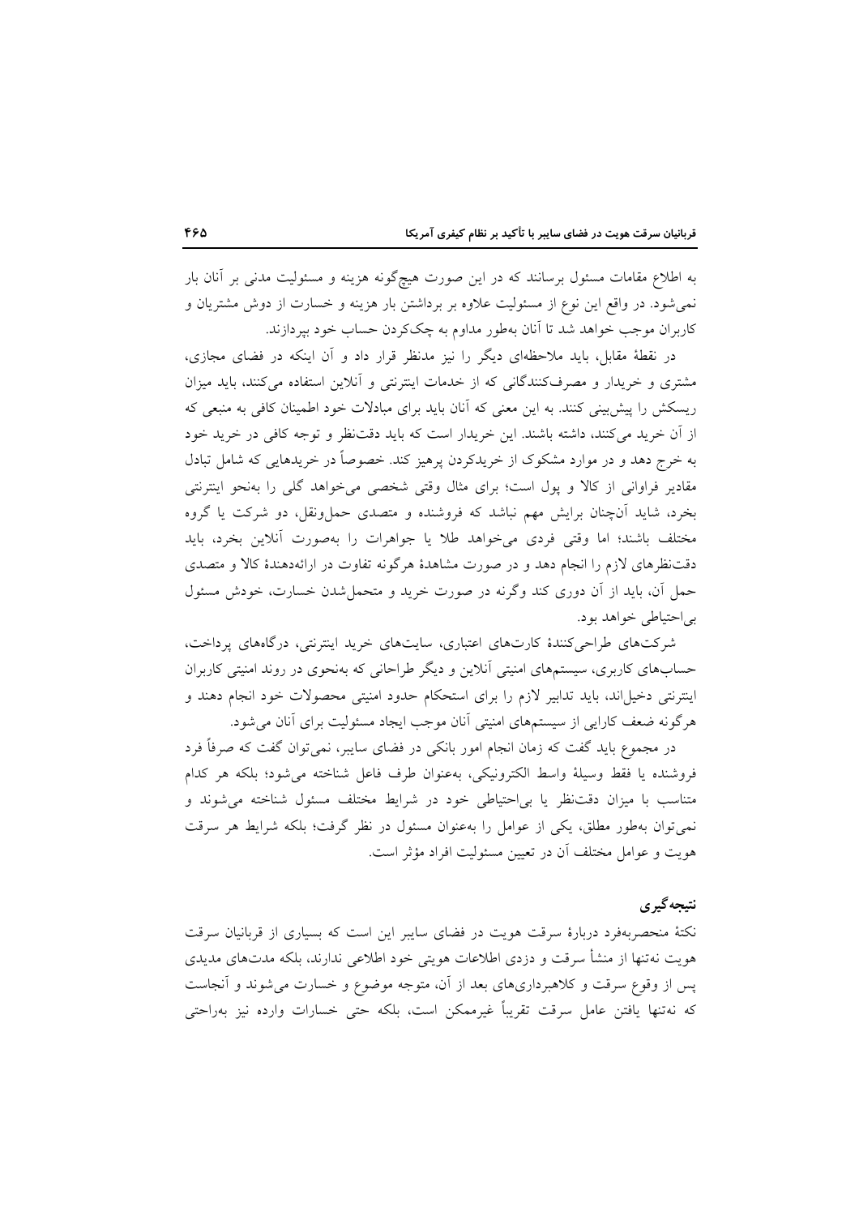به اطلاع مقامات مسئول برسانند که در این صورت هیچ‌گونه هزینه و مسئولیت مدنی بر آنان بار نمی‌شود. در واقع این نوع از مسئولیت علاوه بر برداشتن بار هزینه و خسارت از دوش مشتریان و کاربران موجب خواهد شد تا آنان به‌طور مداوم به چک‌کردن حساب خود بپردازند.

در نقطهٔ مقابل، باید ملاحظه‌ای دیگر را نیز مدنظر قرار داد و آن اینکه در فضای مجازی، مشتری و خریدار و مصرف‌کنندگانی که از خدمات اینترنتی و آنلاین استفاده می‌کنند، باید میزان ریسکش را پیش‌بینی کنند. به این معنی که آنان باید برای مبادلات خود اطمینان کافی به منبعی که از آن خرید می‌کنند، داشته باشند. این خریدار است که باید دقت‌نظر و توجه کافی در خرید خود به خرج دهد و در موارد مشکوک از خریدکردن پرهیز کند. خصوصاً در خریدهایی که شامل تبادل مقادیر فراوانی از کالا و پول است؛ برای مثال وقتی شخصی می‌خواهد گلی را به‌نحو اینترنتی بخرد، شاید آن‌چنان برایش مهم نباشد که فروشنده و متصدی حمل‌ونقل، دو شرکت یا گروه مختلف باشند؛ اما وقتی فردی می‌خواهد طلا یا جواهرات را به‌صورت آنلاین بخرد، باید دقت‌نظرهای لازم را انجام دهد و در صورت مشاهدهٔ هرگونه تفاوت در ارائه‌دهندهٔ کالا و متصدی حمل آن، باید از آن دوری کند وگرنه در صورت خرید و متحمل‌شدن خسارت، خودش مسئول بی‌احتیاطی خواهد بود.

شرکت‌های طراحی‌کنندهٔ کارت‌های اعتباری، سایت‌های خرید اینترنتی، درگاه‌های پرداخت، حساب‌های کاربری، سیستم‌های امنیتی آنلاین و دیگر طراحانی که به‌نحوی در روند امنیتی کاربران اینترنتی دخیل‌اند، باید تدابیر لازم را برای استحکام حدود امنیتی محصولات خود انجام دهند و هرگونه ضعف کارایی از سیستم‌های امنیتی آنان موجب ایجاد مسئولیت برای آنان می‌شود.

در مجموع باید گفت که زمان انجام امور بانکی در فضای سایبر، نمی‌توان گفت که صرفاً فرد فروشنده یا فقط وسیلهٔ واسط الکترونیکی، به‌عنوان طرف فاعل شناخته می‌شود؛ بلکه هر کدام متناسب با میزان دقت‌نظر یا بی‌احتیاطی خود در شرایط مختلف مسئول شناخته می‌شوند و نمی‌توان به‌طور مطلق، یکی از عوامل را به‌عنوان مسئول در نظر گرفت؛ بلکه شرایط هر سرقت هویت و عوامل مختلف آن در تعیین مسئولیت افراد مؤثر است.

## نتیجه‌گیری

نکتهٔ منحصربه‌فرد دربارهٔ سرقت هویت در فضای سایبر این است که بسیاری از قربانیان سرقت هویت نه‌تنها از منشأ سرقت و دزدی اطلاعات هویتی خود اطلاعی ندارند، بلکه مدت‌های مدیدی پس از وقوع سرقت و کلاهبرداری‌های بعد از آن، متوجه موضوع و خسارت می‌شوند و آنجاست که نه‌تنها یافتن عامل سرقت تقریباً غیرممکن است، بلکه حتی خسارات وارده نیز به‌راحتی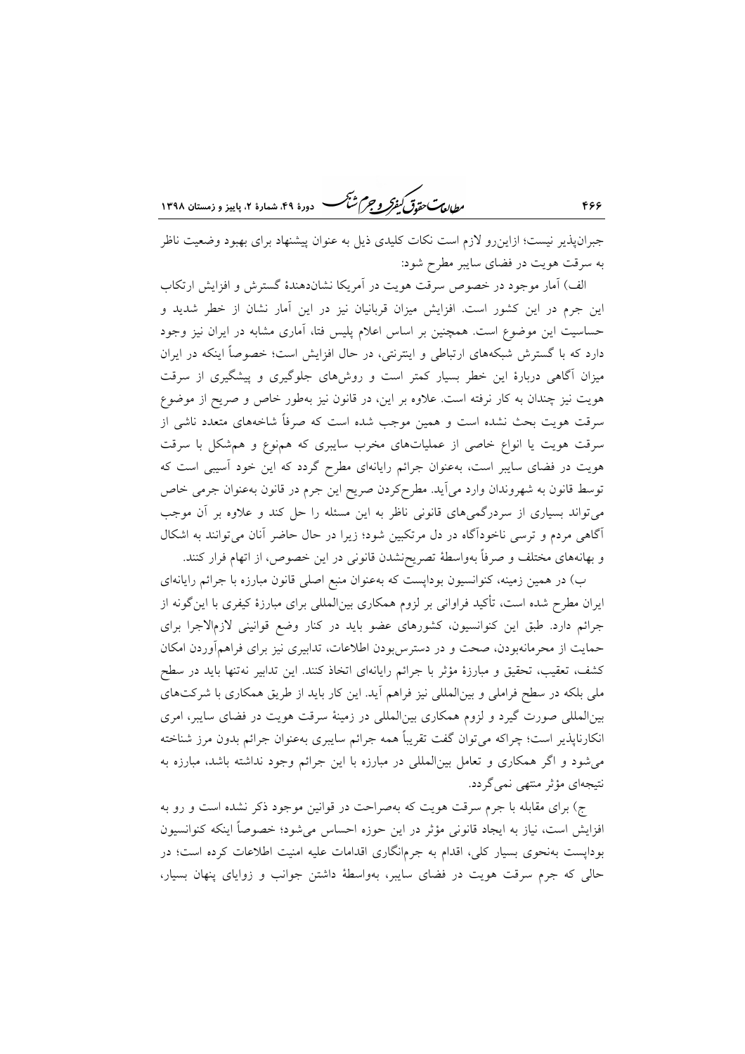جبران‌پذیر نیست؛ ازاین‌رو لازم است نکات کلیدی ذیل به عنوان پیشنهاد برای بهبود وضعیت ناظر به سرقت هویت در فضای سایبر مطرح شود:

الف) آمار موجود در خصوص سرقت هویت در آمریکا نشان‌دهندهٔ گسترش و افزایش ارتکاب این جرم در این کشور است. افزایش میزان قربانیان نیز در این آمار نشان از خطر شدید و حساسیت این موضوع است. همچنین بر اساس اعلام پلیس فتا، آماری مشابه در ایران نیز وجود دارد که با گسترش شبکه‌های ارتباطی و اینترنتی، در حال افزایش است؛ خصوصاً اینکه در ایران میزان آگاهی دربارهٔ این خطر بسیار کمتر است و روش‌های جلوگیری و پیشگیری از سرقت هویت نیز چندان به کار نرفته است. علاوه بر این، در قانون نیز به‌طور خاص و صریح از موضوع سرقت هویت بحث نشده است و همین موجب شده است که صرفاً شاخه‌های متعدد ناشی از سرقت هویت یا انواع خاصی از عملیات‌های مخرب سایبری که هم‌نوع و هم‌شکل با سرقت هویت در فضای سایبر است، به‌عنوان جرائم رایانه‌ای مطرح گردد که این خود آسیبی است که توسط قانون به شهروندان وارد می‌آید. مطرح‌کردن صریح این جرم در قانون به‌عنوان جرمی خاص می‌تواند بسیاری از سردرگمی‌های قانونی ناظر به این مسئله را حل کند و علاوه بر آن موجب آگاهی مردم و ترسی ناخودآگاه در دل مرتکبین شود؛ زیرا در حال حاضر آنان می‌توانند به اشکال و بهانه‌های مختلف و صرفاً به‌واسطهٔ تصریح‌نشدن قانونی در این خصوص، از اتهام فرار کنند.

ب) در همین زمینه، کنوانسیون بوداپست که به‌عنوان منبع اصلی قانون مبارزه با جرائم رایانه‌ای ایران مطرح شده است، تأکید فراوانی بر لزوم همکاری بین‌المللی برای مبارزهٔ کیفری با این‌گونه از جرائم دارد. طبق این کنوانسیون، کشورهای عضو باید در کنار وضع قوانینی لازم‌الاجرا برای حمایت از محرمانه‌بودن، صحت و در دسترس‌بودن اطلاعات، تدابیری نیز برای فراهم‌آوردن امکان کشف، تعقیب، تحقیق و مبارزهٔ مؤثر با جرائم رایانه‌ای اتخاذ کنند. این تدابیر نه‌تنها باید در سطح ملی بلکه در سطح فراملی و بین‌المللی نیز فراهم آید. این کار باید از طریق همکاری با شرکت‌های بین‌المللی صورت گیرد و لزوم همکاری بین‌المللی در زمینهٔ سرقت هویت در فضای سایبر، امری انکارناپذیر است؛ چراکه می‌توان گفت تقریباً همه جرائم سایبری به‌عنوان جرائم بدون مرز شناخته می‌شود و اگر همکاری و تعامل بین‌المللی در مبارزه با این جرائم وجود نداشته باشد، مبارزه به نتیجه‌ای مؤثر منتهی نمی‌گردد.

ج) برای مقابله با جرم سرقت هویت که به‌صراحت در قوانین موجود ذکر نشده است و رو به افزایش است، نیاز به ایجاد قانونی مؤثر در این حوزه احساس می‌شود؛ خصوصاً اینکه کنوانسیون بوداپست به‌نحوی بسیار کلی، اقدام به جرم‌انگاری اقدامات علیه امنیت اطلاعات کرده است؛ در حالی که جرم سرقت هویت در فضای سایبر، به‌واسطهٔ داشتن جوانب و زوایای پنهان بسیار،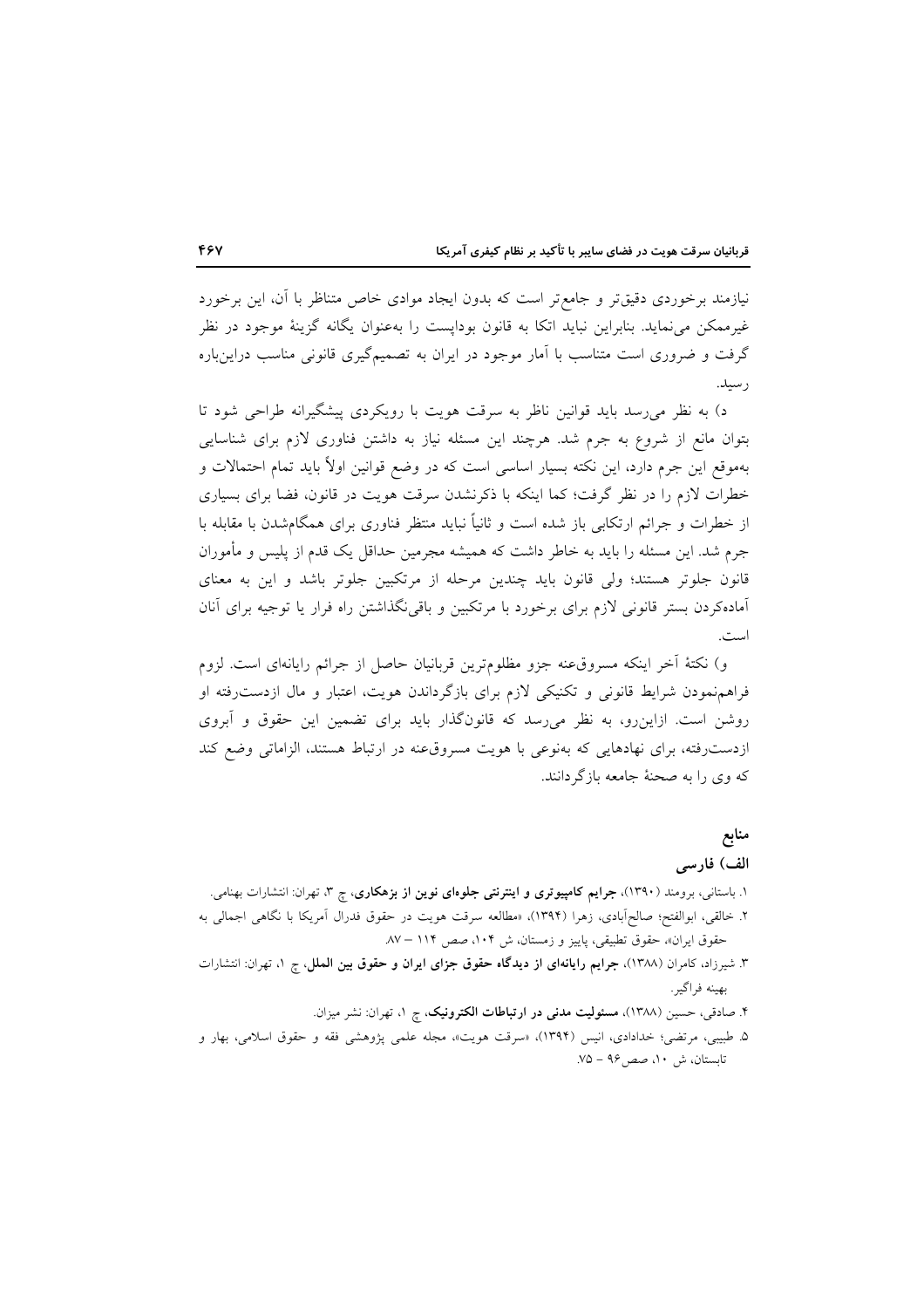نیازمند برخوردی دقیق‌تر و جامع‌تر است که بدون ایجاد موادی خاص متناظر با آن، این برخورد غیرممکن می‌نماید. بنابراین نباید اتکا به قانون بوداپست را به‌عنوان یگانه گزینهٔ موجود در نظر گرفت و ضروری است متناسب با آمار موجود در ایران به تصمیم‌گیری قانونی مناسب دراین‌باره رسید.

د) به نظر می‌رسد باید قوانین ناظر به سرقت هویت با رویکردی پیشگیرانه طراحی شود تا بتوان مانع از شروع به جرم شد. هرچند این مسئله نیاز به داشتن فناوری لازم برای شناسایی به‌موقع این جرم دارد، این نکته بسیار اساسی است که در وضع قوانین اولاً باید تمام احتمالات و خطرات لازم را در نظر گرفت؛ کما اینکه با ذکرنشدن سرقت هویت در قانون، فضا برای بسیاری از خطرات و جرائم ارتکابی باز شده است و ثانیاً نباید منتظر فناوری برای همگام‌شدن با مقابله با جرم شد. این مسئله را باید به خاطر داشت که همیشه مجرمین حداقل یک قدم از پلیس و مأموران قانون جلوتر هستند؛ ولی قانون باید چندین مرحله از مرتکبین جلوتر باشد و این به معنای آماده‌کردن بستر قانونی لازم برای برخورد با مرتکبین و باقی‌نگذاشتن راه فرار یا توجیه برای آنان است.

و) نکتهٔ آخر اینکه مسروق‌عنه جزو مظلوم‌ترین قربانیان حاصل از جرائم رایانه‌ای است. لزوم فراهم‌نمودن شرایط قانونی و تکنیکی لازم برای بازگرداندن هویت، اعتبار و مال ازدست‌رفته او روشن است. ازاین‌رو، به نظر می‌رسد که قانون‌گذار باید برای تضمین این حقوق و آبروی ازدست‌رفته، برای نهادهایی که به‌نوعی با هویت مسروق‌عنه در ارتباط هستند، الزاماتی وضع کند که وی را به صحنهٔ جامعه بازگردانند.

## منابع

### الف) فارسی

۱. باستانی، برومند (۱۳۹۰)، **جرایم کامپیوتری و اینترنتی جلوه‌ای نوین از بزهکاری**، چ ۳، تهران: انتشارات بهنامی.

۲. خالقی، ابوالفتح؛ صالح‌آبادی، زهرا (۱۳۹۴)، «مطالعه سرقت هویت در حقوق فدرال آمریکا با نگاهی اجمالی به حقوق ایران»، حقوق تطبیقی، پاییز و زمستان، ش ۱۰۴، صص ۱۱۴ – ۸۷.

۳. شیرزاد، کامران (۱۳۸۸)، **جرایم رایانه‌ای از دیدگاه حقوق جزای ایران و حقوق بین الملل**، چ ۱، تهران: انتشارات بهینه فراگیر.

۴. صادقی، حسین (۱۳۸۸)، **مسئولیت مدنی در ارتباطات الکترونیک**، چ ۱، تهران: نشر میزان.

۵. طبیبی، مرتضی؛ خدادادی، انیس (۱۳۹۴)، «سرقت هویت»، مجله علمی پژوهشی فقه و حقوق اسلامی، بهار و تابستان، ش ۱۰، صص ۹۶ – ۷۵.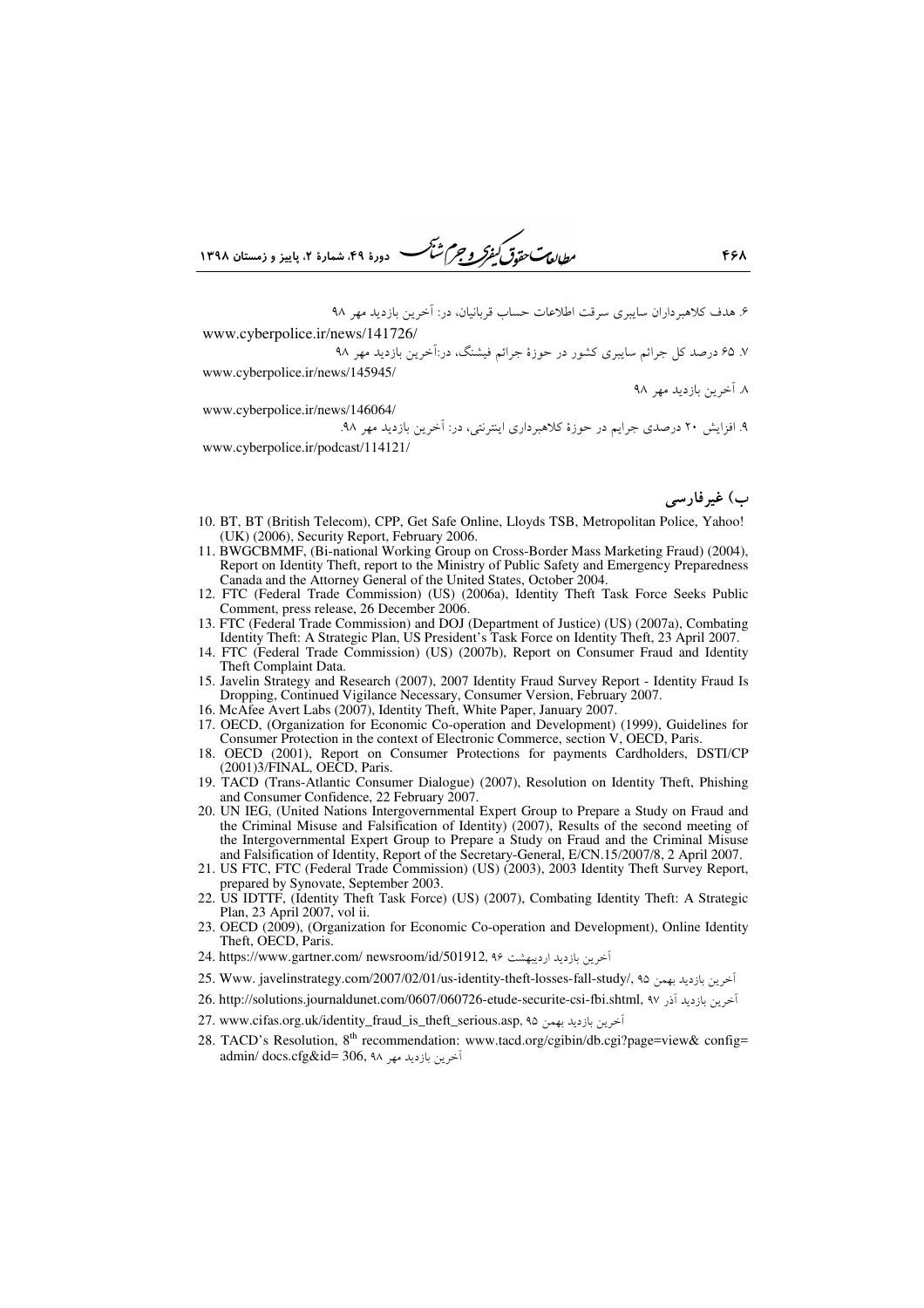۶. هدف کلاهبرداران سایبری سرقت اطلاعات حساب قربانیان، در: آخرین بازدید مهر ۹۸

www.cyberpolice.ir/news/141726/

۷. ۶۵ درصد کل جرائم سایبری کشور در حوزهٔ جرائم فیشنگ، در:آخرین بازدید مهر ۹۸

www.cyberpolice.ir/news/145945/

۸. آخرین بازدید مهر ۹۸

www.cyberpolice.ir/news/146064/

۹. افزایش ۲۰ درصدی جرایم در حوزهٔ کلاهبرداری اینترنتی، در: آخرین بازدید مهر ۹۸.

www.cyberpolice.ir/podcast/114121/

## ب) غیرفارسی

10. BT, BT (British Telecom), CPP, Get Safe Online, Lloyds TSB, Metropolitan Police, Yahoo! (UK) (2006), Security Report, February 2006.
11. BWGCBMMF, (Bi-national Working Group on Cross-Border Mass Marketing Fraud) (2004), Report on Identity Theft, report to the Ministry of Public Safety and Emergency Preparedness Canada and the Attorney General of the United States, October 2004.
12. FTC (Federal Trade Commission) (US) (2006a), Identity Theft Task Force Seeks Public Comment, press release, 26 December 2006.
13. FTC (Federal Trade Commission) and DOJ (Department of Justice) (US) (2007a), Combating Identity Theft: A Strategic Plan, US President's Task Force on Identity Theft, 23 April 2007.
14. FTC (Federal Trade Commission) (US) (2007b), Report on Consumer Fraud and Identity Theft Complaint Data.
15. Javelin Strategy and Research (2007), 2007 Identity Fraud Survey Report - Identity Fraud Is Dropping, Continued Vigilance Necessary, Consumer Version, February 2007.
16. McAfee Avert Labs (2007), Identity Theft, White Paper, January 2007.
17. OECD, (Organization for Economic Co-operation and Development) (1999), Guidelines for Consumer Protection in the context of Electronic Commerce, section V, OECD, Paris.
18. OECD (2001), Report on Consumer Protections for payments Cardholders, DSTI/CP (2001)3/FINAL, OECD, Paris.
19. TACD (Trans-Atlantic Consumer Dialogue) (2007), Resolution on Identity Theft, Phishing and Consumer Confidence, 22 February 2007.
20. UN IEG, (United Nations Intergovernmental Expert Group to Prepare a Study on Fraud and the Criminal Misuse and Falsification of Identity) (2007), Results of the second meeting of the Intergovernmental Expert Group to Prepare a Study on Fraud and the Criminal Misuse and Falsification of Identity, Report of the Secretary-General, E/CN.15/2007/8, 2 April 2007.
21. US FTC, FTC (Federal Trade Commission) (US) (2003), 2003 Identity Theft Survey Report, prepared by Synovate, September 2003.
22. US IDTTF, (Identity Theft Task Force) (US) (2007), Combating Identity Theft: A Strategic Plan, 23 April 2007, vol ii.
23. OECD (2009), (Organization for Economic Co-operation and Development), Online Identity Theft, OECD, Paris.
24. https://www.gartner.com/ newsroom/id/501912, آخرین بازدید اردیبهشت ۹۶
25. Www. javelinstrategy.com/2007/02/01/us-identity-theft-losses-fall-study/, آخرین بازدید بهمن ۹۵
26. http://solutions.journaldunet.com/0607/060726-etude-securite-csi-fbi.shtml, آخرین بازدید آذر ۹۷
27. www.cifas.org.uk/identity_fraud_is_theft_serious.asp, آخرین بازدید بهمن ۹۵
28. TACD's Resolution, 8th recommendation: www.tacd.org/cgibin/db.cgi?page=view& config= admin/ docs.cfg&id= 306, آخرین بازدید مهر ۹۸